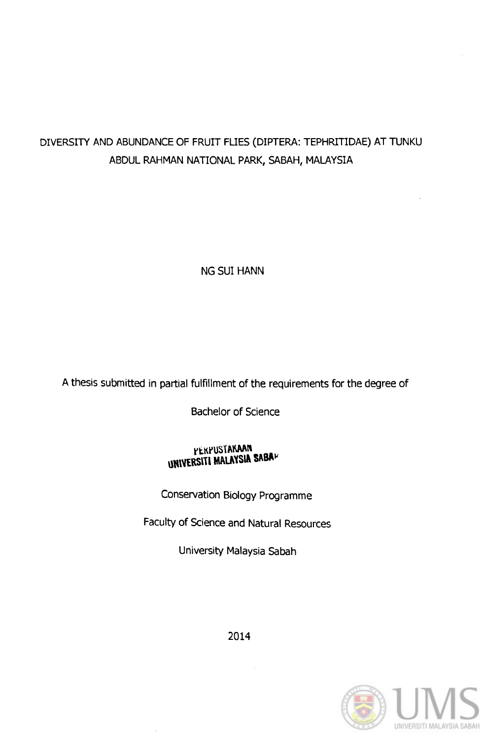# DIVERSITY AND ABUNDANCE OF FRUIT FLIES (DIPTERA: TEPHRITIDAE) AT TUNKU ABDUL RAHMAN NATIONAL PARK, SABAH, MALAYSIA

NG SUI HANN

A thesis submitted in partial fulfillment of the requirements for the degree of

Bachelor of Science

PERPUSTAKAAN
UNIVERSITI MALAYSIA SABAH

Conservation Biology Programme

Faculty of Science and Natural Resources

University Malaysia Sabah

2014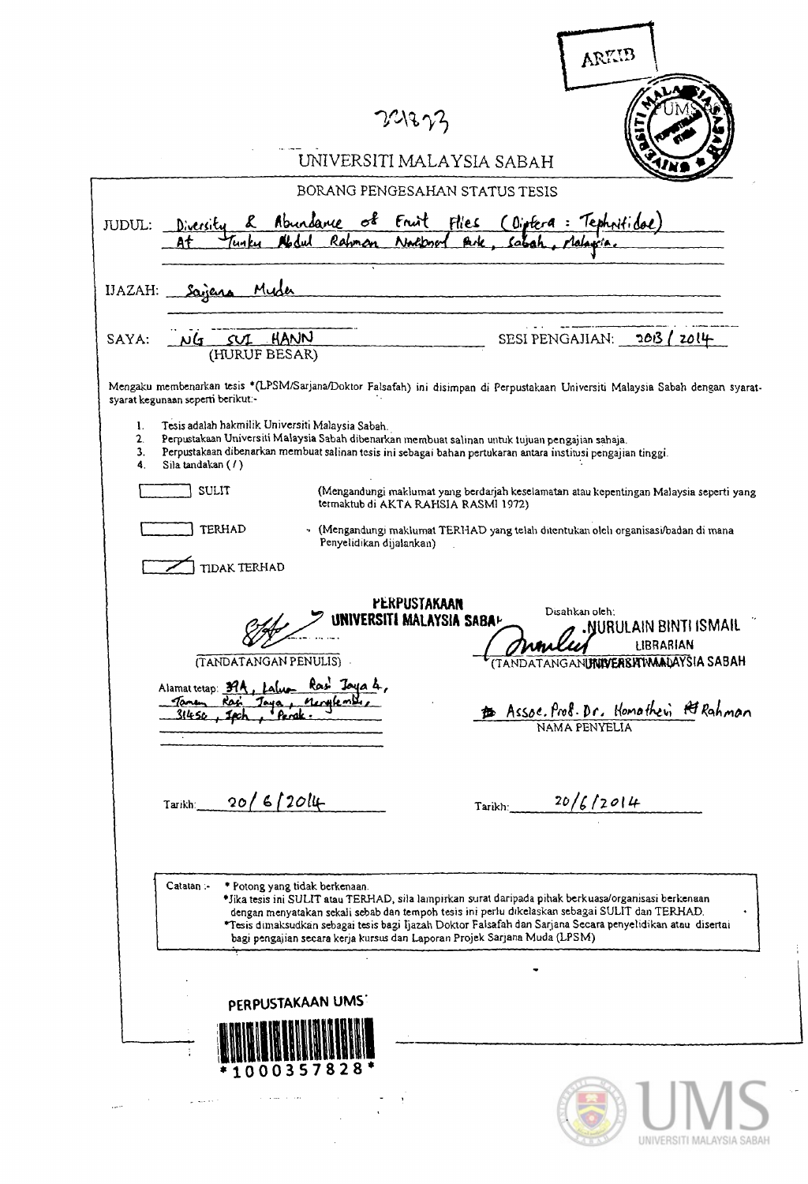ARKIB

221823

UNIVERSITI MALAYSIA SABAH

BORANG PENGESAHAN STATUS TESIS

JUDUL: Diversity & Abundance of Fruit Flies (Diptera : Tephritidae) At Tunku Abdul Rahman National Park, Sabah, Malaysia.

IJAZAH: Sarjana Muda

SAYA: NG SUI HANN (HURUF BESAR)

SESI PENGAJIAN: 2013 / 2014

Mengaku membenarkan tesis *(LPSM/Sarjana/Doktor Falsafah) ini disimpan di Perpustakaan Universiti Malaysia Sabah dengan syarat-syarat kegunaan seperti berikut:-

1. Tesis adalah hakmilik Universiti Malaysia Sabah.
2. Perpustakaan Universiti Malaysia Sabah dibenarkan membuat salinan untuk tujuan pengajian sahaja.
3. Perpustakaan dibenarkan membuat salinan tesis ini sebagai bahan pertukaran antara institusi pengajian tinggi.
4. Sila tandakan ( / )

[ ] SULIT (Mengandungi maklumat yang berdarjah keselamatan atau kepentingan Malaysia seperti yang termaktub di AKTA RAHSIA RASMI 1972)

[ ] TERHAD (Mengandungi maklumat TERHAD yang telah ditentukan oleh organisasi/badan di mana Penyelidikan dijalankan)

[/] TIDAK TERHAD

(TANDATANGAN PENULIS)

Alamat tetap: 37A, Laluan Rasi Jaya 4, Taman Rasi Jaya, Menglembu, 31450, Ipoh, Perak.

Tarikh: 20/6/2014

Disahkan oleh:

PERPUSTAKAAN UNIVERSITI MALAYSIA SABAH

NURULAIN BINTI ISMAIL
LIBRARIAN
UNIVERSITI MALAYSIA SABAH

(TANDATANGAN PUSTAKAWAN)

Assoc. Prof. Dr. Homathevi Rahman
NAMA PENYELIA

Tarikh: 20/6/2014

Catatan :- * Potong yang tidak berkenaan.
*Jika tesis ini SULIT atau TERHAD, sila lampirkan surat daripada pihak berkuasa/organisasi berkenaan dengan menyatakan sekali sebab dan tempoh tesis ini perlu dikelaskan sebagai SULIT dan TERHAD.
*Tesis dimaksudkan sebagai tesis bagi Ijazah Doktor Falsafah dan Sarjana Secara penyelidikan atau disertai bagi pengajian secara kerja kursus dan Laporan Projek Sarjana Muda (LPSM)

PERPUSTAKAAN UMS

*1000357828*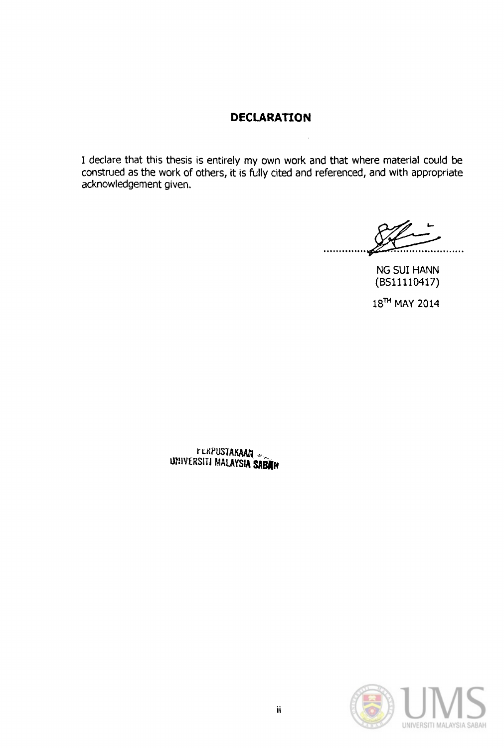## DECLARATION

I declare that this thesis is entirely my own work and that where material could be construed as the work of others, it is fully cited and referenced, and with appropriate acknowledgement given.

NG SUI HANN
(BS11110417)

18$^{TH}$ MAY 2014

PERPUSTAKAAN
UNIVERSITI MALAYSIA SABAH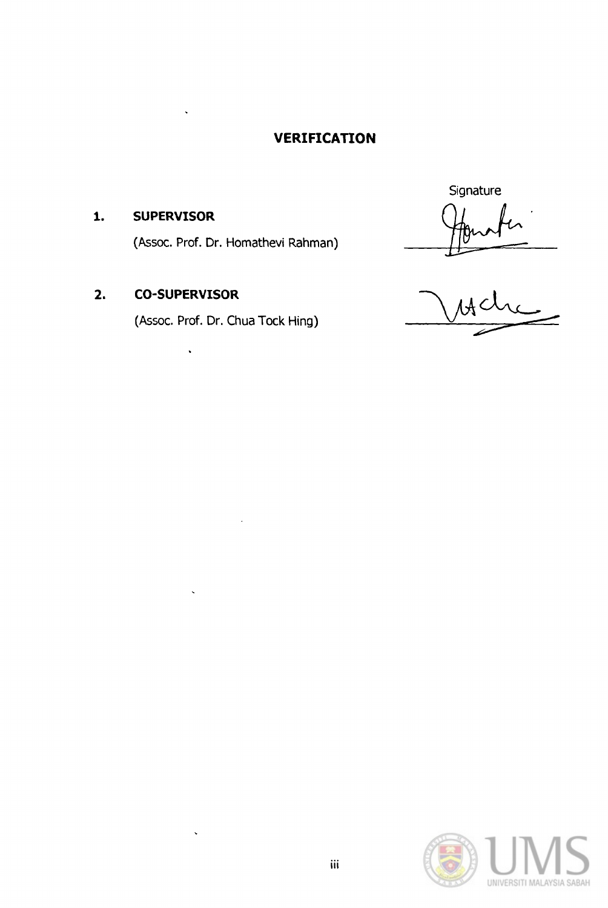# VERIFICATION

Signature

1. **SUPERVISOR**

   (Assoc. Prof. Dr. Homathevi Rahman)

2. **CO-SUPERVISOR**

   (Assoc. Prof. Dr. Chua Tock Hing)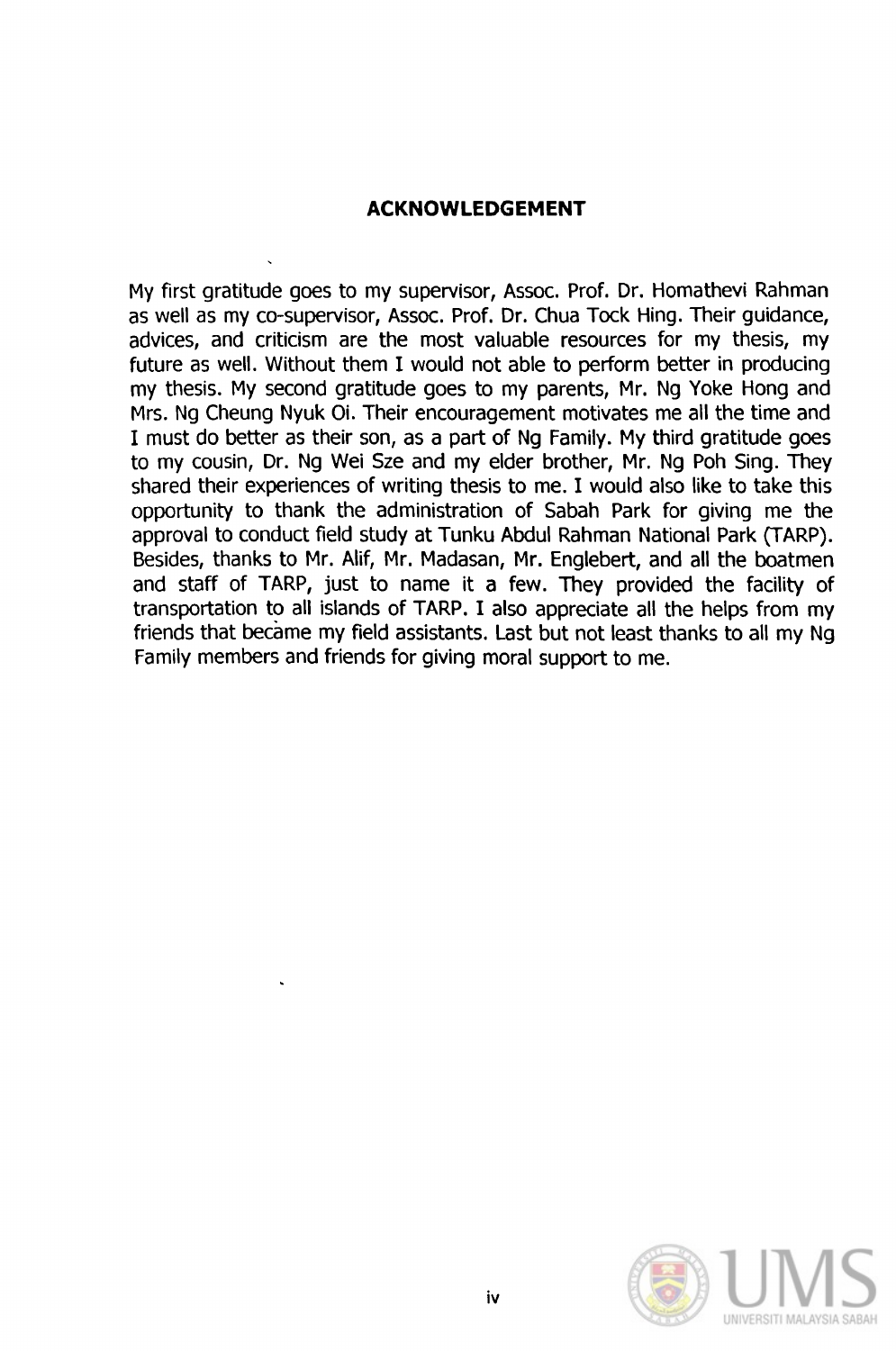## ACKNOWLEDGEMENT

My first gratitude goes to my supervisor, Assoc. Prof. Dr. Homathevi Rahman as well as my co-supervisor, Assoc. Prof. Dr. Chua Tock Hing. Their guidance, advices, and criticism are the most valuable resources for my thesis, my future as well. Without them I would not able to perform better in producing my thesis. My second gratitude goes to my parents, Mr. Ng Yoke Hong and Mrs. Ng Cheung Nyuk Oi. Their encouragement motivates me all the time and I must do better as their son, as a part of Ng Family. My third gratitude goes to my cousin, Dr. Ng Wei Sze and my elder brother, Mr. Ng Poh Sing. They shared their experiences of writing thesis to me. I would also like to take this opportunity to thank the administration of Sabah Park for giving me the approval to conduct field study at Tunku Abdul Rahman National Park (TARP). Besides, thanks to Mr. Alif, Mr. Madasan, Mr. Englebert, and all the boatmen and staff of TARP, just to name it a few. They provided the facility of transportation to all islands of TARP. I also appreciate all the helps from my friends that became my field assistants. Last but not least thanks to all my Ng Family members and friends for giving moral support to me.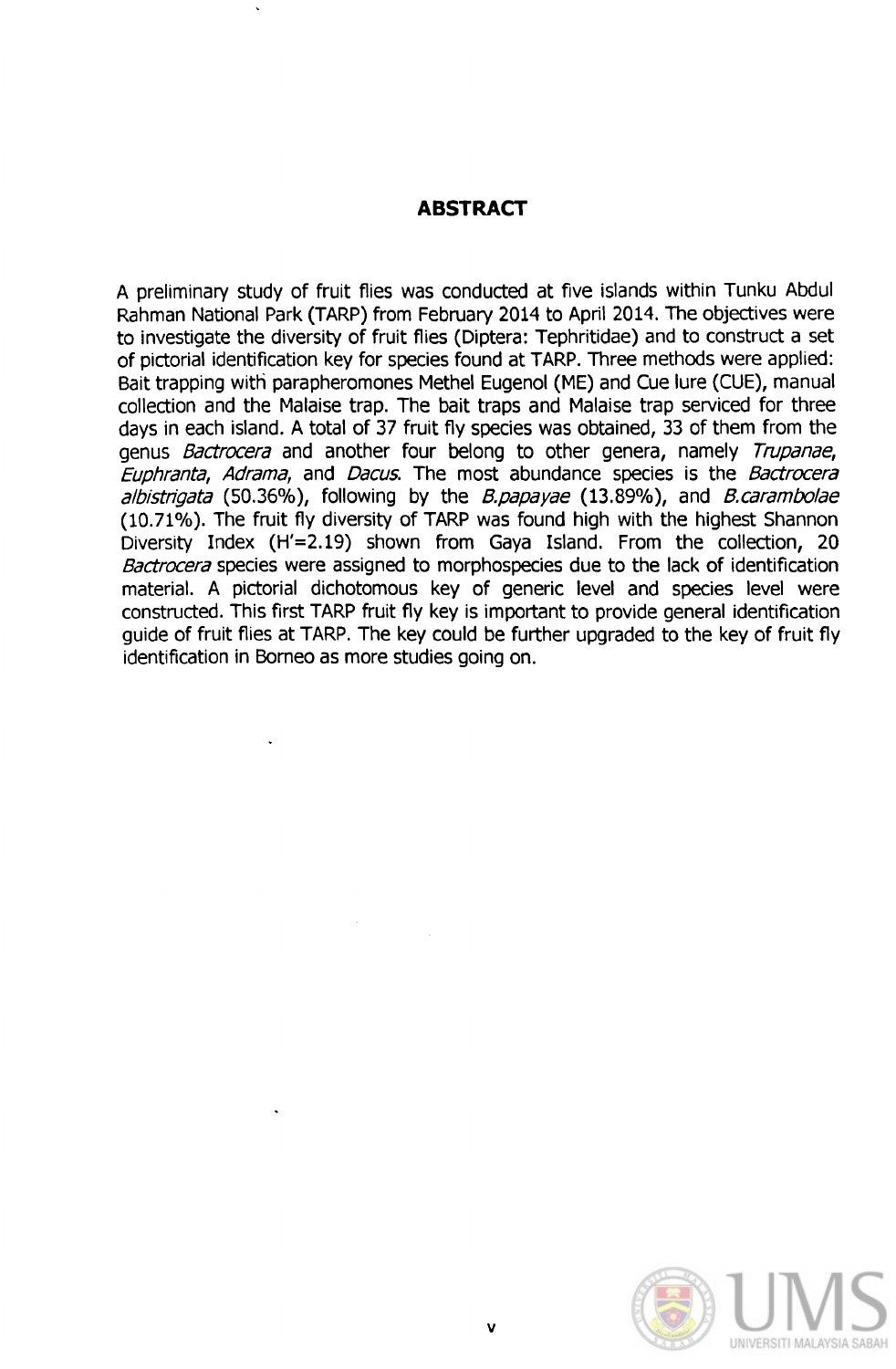# ABSTRACT

A preliminary study of fruit flies was conducted at five islands within Tunku Abdul Rahman National Park (TARP) from February 2014 to April 2014. The objectives were to investigate the diversity of fruit flies (Diptera: Tephritidae) and to construct a set of pictorial identification key for species found at TARP. Three methods were applied: Bait trapping with parapheromones Methel Eugenol (ME) and Cue lure (CUE), manual collection and the Malaise trap. The bait traps and Malaise trap serviced for three days in each island. A total of 37 fruit fly species was obtained, 33 of them from the genus *Bactrocera* and another four belong to other genera, namely *Trupanae*, *Euphranta*, *Adrama*, and *Dacus*. The most abundance species is the *Bactrocera albistrigata* (50.36%), following by the *B.papayae* (13.89%), and *B.carambolae* (10.71%). The fruit fly diversity of TARP was found high with the highest Shannon Diversity Index (H'=2.19) shown from Gaya Island. From the collection, 20 *Bactrocera* species were assigned to morphospecies due to the lack of identification material. A pictorial dichotomous key of generic level and species level were constructed. This first TARP fruit fly key is important to provide general identification guide of fruit flies at TARP. The key could be further upgraded to the key of fruit fly identification in Borneo as more studies going on.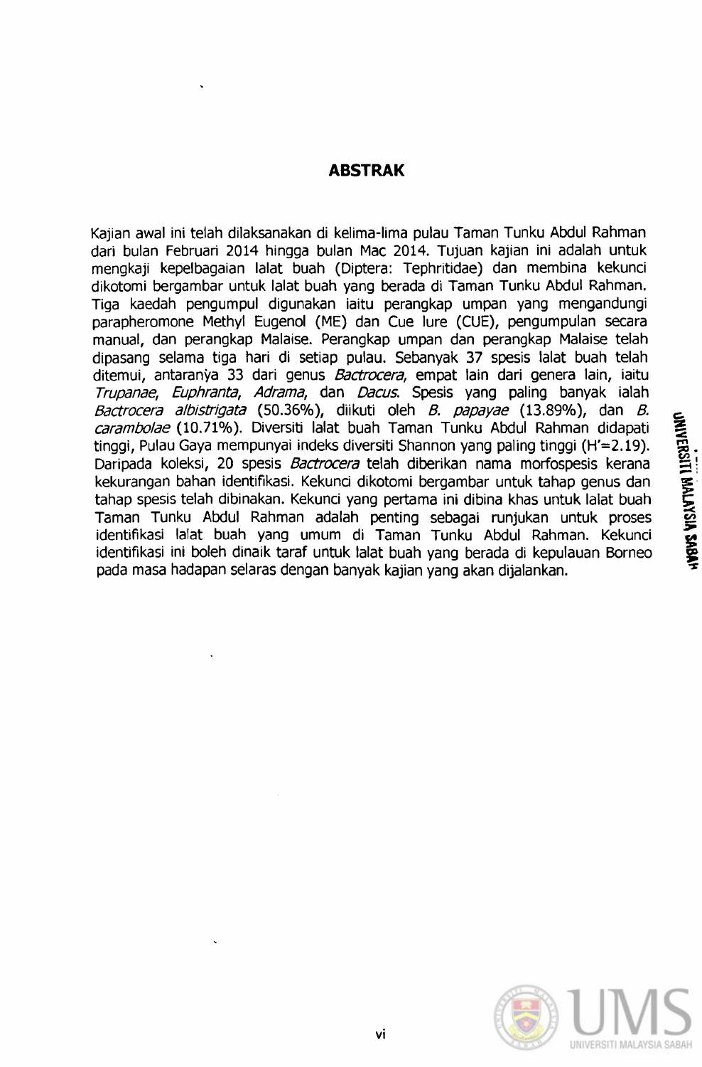## ABSTRAK

Kajian awal ini telah dilaksanakan di kelima-lima pulau Taman Tunku Abdul Rahman dari bulan Februari 2014 hingga bulan Mac 2014. Tujuan kajian ini adalah untuk mengkaji kepelbagaian lalat buah (Diptera: Tephritidae) dan membina kekunci dikotomi bergambar untuk lalat buah yang berada di Taman Tunku Abdul Rahman. Tiga kaedah pengumpul digunakan iaitu perangkap umpan yang mengandungi parapheromone Methyl Eugenol (ME) dan Cue lure (CUE), pengumpulan secara manual, dan perangkap Malaise. Perangkap umpan dan perangkap Malaise telah dipasang selama tiga hari di setiap pulau. Sebanyak 37 spesis lalat buah telah ditemui, antaranya 33 dari genus *Bactrocera*, empat lain dari genera lain, iaitu *Trupanae*, *Euphranta*, *Adrama*, dan *Dacus*. Spesis yang paling banyak ialah *Bactrocera albistrigata* (50.36%), diikuti oleh *B. papayae* (13.89%), dan *B. carambolae* (10.71%). Diversiti lalat buah Taman Tunku Abdul Rahman didapati tinggi, Pulau Gaya mempunyai indeks diversiti Shannon yang paling tinggi (H'=2.19). Daripada koleksi, 20 spesis *Bactrocera* telah diberikan nama morfospesis kerana kekurangan bahan identifikasi. Kekunci dikotomi bergambar untuk tahap genus dan tahap spesis telah dibinakan. Kekunci yang pertama ini dibina khas untuk lalat buah Taman Tunku Abdul Rahman adalah penting sebagai runjukan untuk proses identifikasi lalat buah yang umum di Taman Tunku Abdul Rahman. Kekunci identifikasi ini boleh dinaik taraf untuk lalat buah yang berada di kepulauan Borneo pada masa hadapan selaras dengan banyak kajian yang akan dijalankan.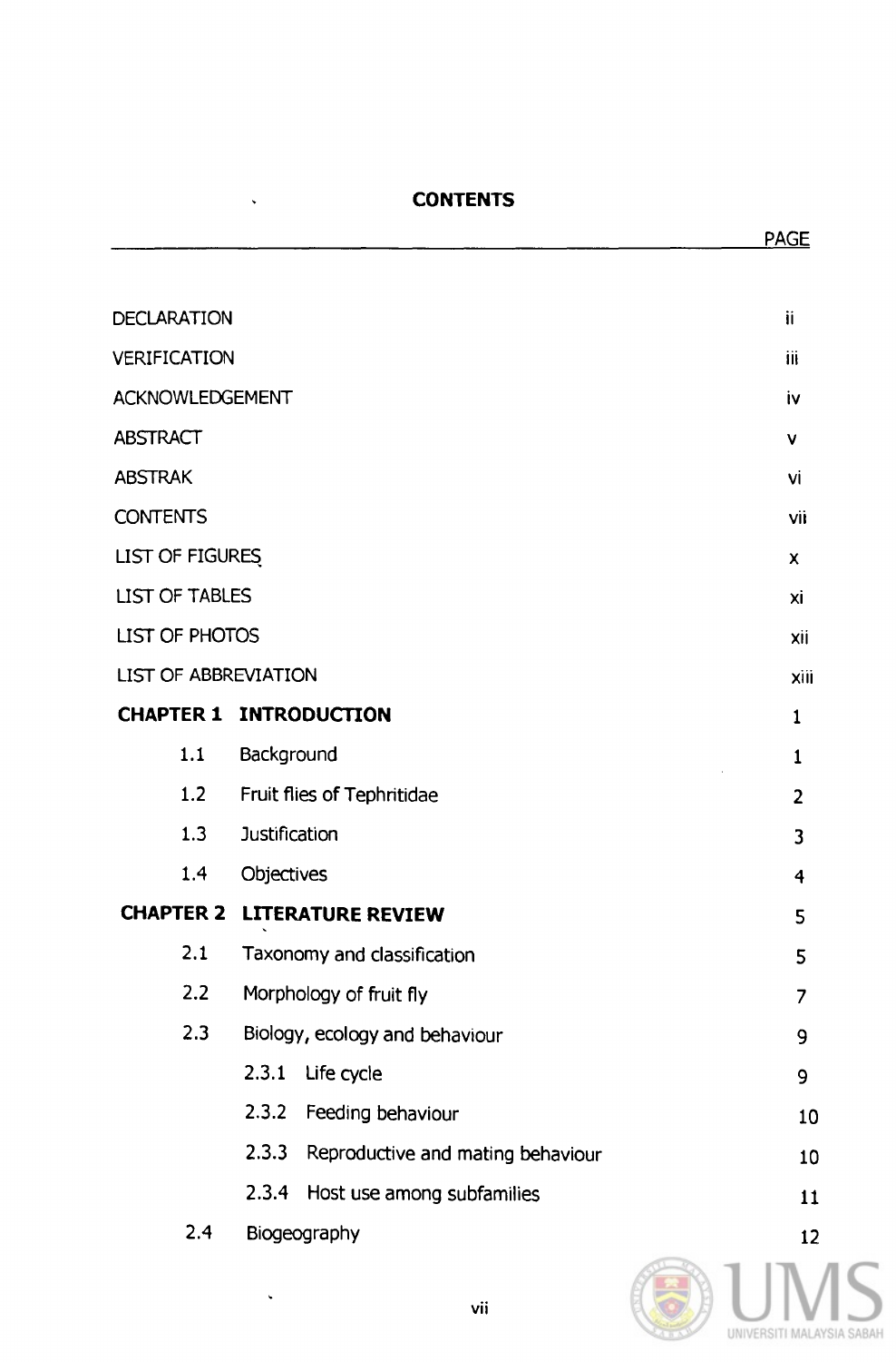# CONTENTS

| | | PAGE |
|---|---|---|
| DECLARATION | | ii |
| VERIFICATION | | iii |
| ACKNOWLEDGEMENT | | iv |
| ABSTRACT | | v |
| ABSTRAK | | vi |
| CONTENTS | | vii |
| LIST OF FIGURES | | x |
| LIST OF TABLES | | xi |
| LIST OF PHOTOS | | xii |
| LIST OF ABBREVIATION | | xiii |
| **CHAPTER 1** | **INTRODUCTION** | 1 |
| 1.1 | Background | 1 |
| 1.2 | Fruit flies of Tephritidae | 2 |
| 1.3 | Justification | 3 |
| 1.4 | Objectives | 4 |
| **CHAPTER 2** | **LITERATURE REVIEW** | 5 |
| 2.1 | Taxonomy and classification | 5 |
| 2.2 | Morphology of fruit fly | 7 |
| 2.3 | Biology, ecology and behaviour | 9 |
| | 2.3.1 Life cycle | 9 |
| | 2.3.2 Feeding behaviour | 10 |
| | 2.3.3 Reproductive and mating behaviour | 10 |
| | 2.3.4 Host use among subfamilies | 11 |
| 2.4 | Biogeography | 12 |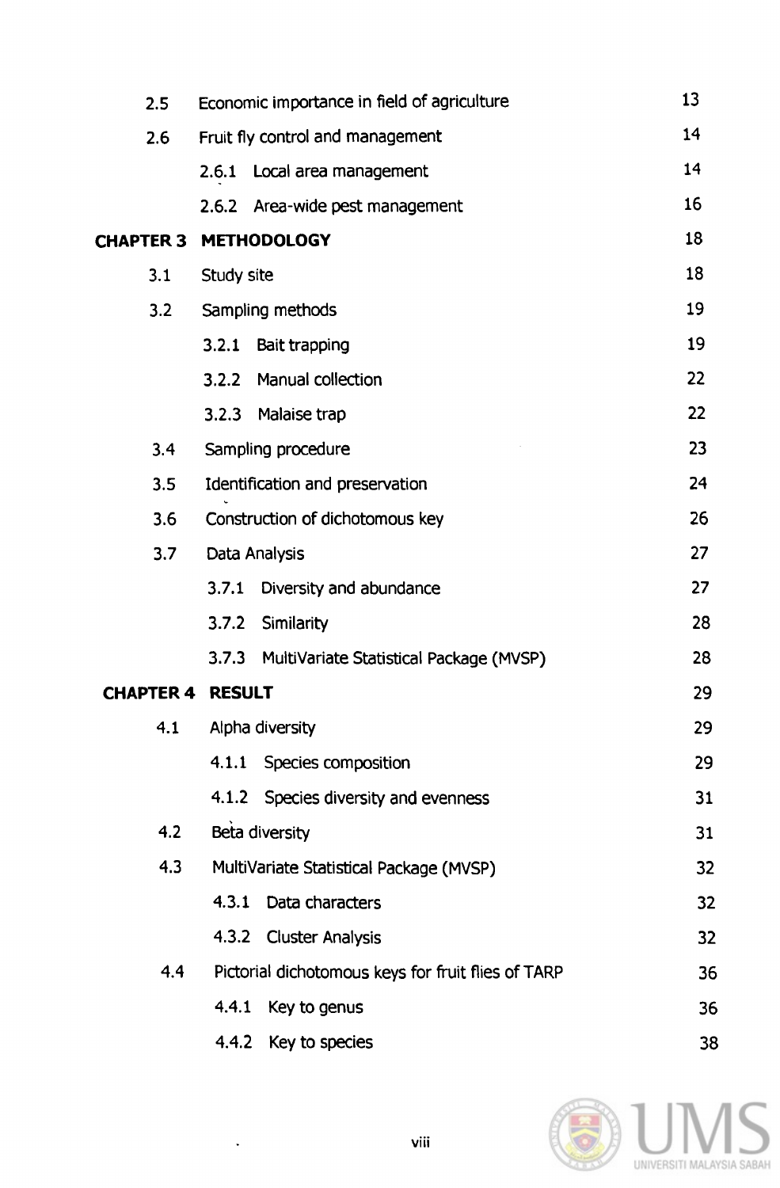| | | |
|---|---|---|
| 2.5 | Economic importance in field of agriculture | 13 |
| 2.6 | Fruit fly control and management | 14 |
| | 2.6.1 Local area management | 14 |
| | 2.6.2 Area-wide pest management | 16 |
| **CHAPTER 3** | **METHODOLOGY** | 18 |
| 3.1 | Study site | 18 |
| 3.2 | Sampling methods | 19 |
| | 3.2.1 Bait trapping | 19 |
| | 3.2.2 Manual collection | 22 |
| | 3.2.3 Malaise trap | 22 |
| 3.4 | Sampling procedure | 23 |
| 3.5 | Identification and preservation | 24 |
| 3.6 | Construction of dichotomous key | 26 |
| 3.7 | Data Analysis | 27 |
| | 3.7.1 Diversity and abundance | 27 |
| | 3.7.2 Similarity | 28 |
| | 3.7.3 MultiVariate Statistical Package (MVSP) | 28 |
| **CHAPTER 4** | **RESULT** | 29 |
| 4.1 | Alpha diversity | 29 |
| | 4.1.1 Species composition | 29 |
| | 4.1.2 Species diversity and evenness | 31 |
| 4.2 | Beta diversity | 31 |
| 4.3 | MultiVariate Statistical Package (MVSP) | 32 |
| | 4.3.1 Data characters | 32 |
| | 4.3.2 Cluster Analysis | 32 |
| 4.4 | Pictorial dichotomous keys for fruit flies of TARP | 36 |
| | 4.4.1 Key to genus | 36 |
| | 4.4.2 Key to species | 38 |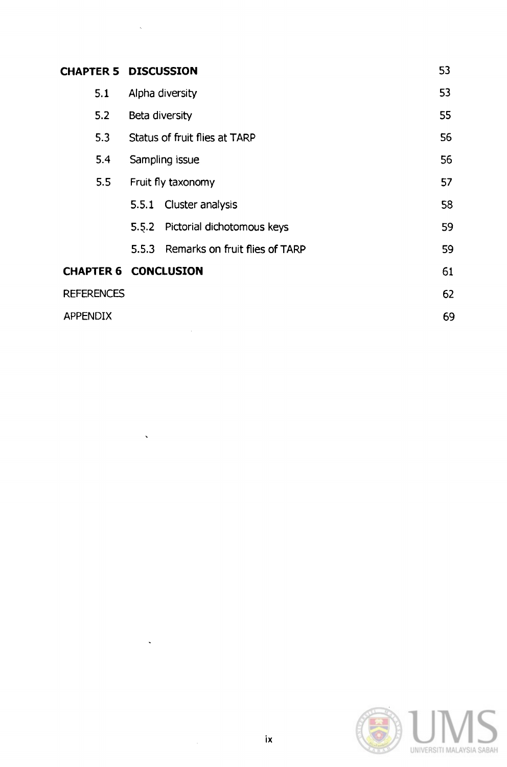| | | |
|---|---|---|
| **CHAPTER 5** | **DISCUSSION** | 53 |
| 5.1 | Alpha diversity | 53 |
| 5.2 | Beta diversity | 55 |
| 5.3 | Status of fruit flies at TARP | 56 |
| 5.4 | Sampling issue | 56 |
| 5.5 | Fruit fly taxonomy | 57 |
| | 5.5.1 Cluster analysis | 58 |
| | 5.5.2 Pictorial dichotomous keys | 59 |
| | 5.5.3 Remarks on fruit flies of TARP | 59 |
| **CHAPTER 6** | **CONCLUSION** | 61 |
| REFERENCES | | 62 |
| APPENDIX | | 69 |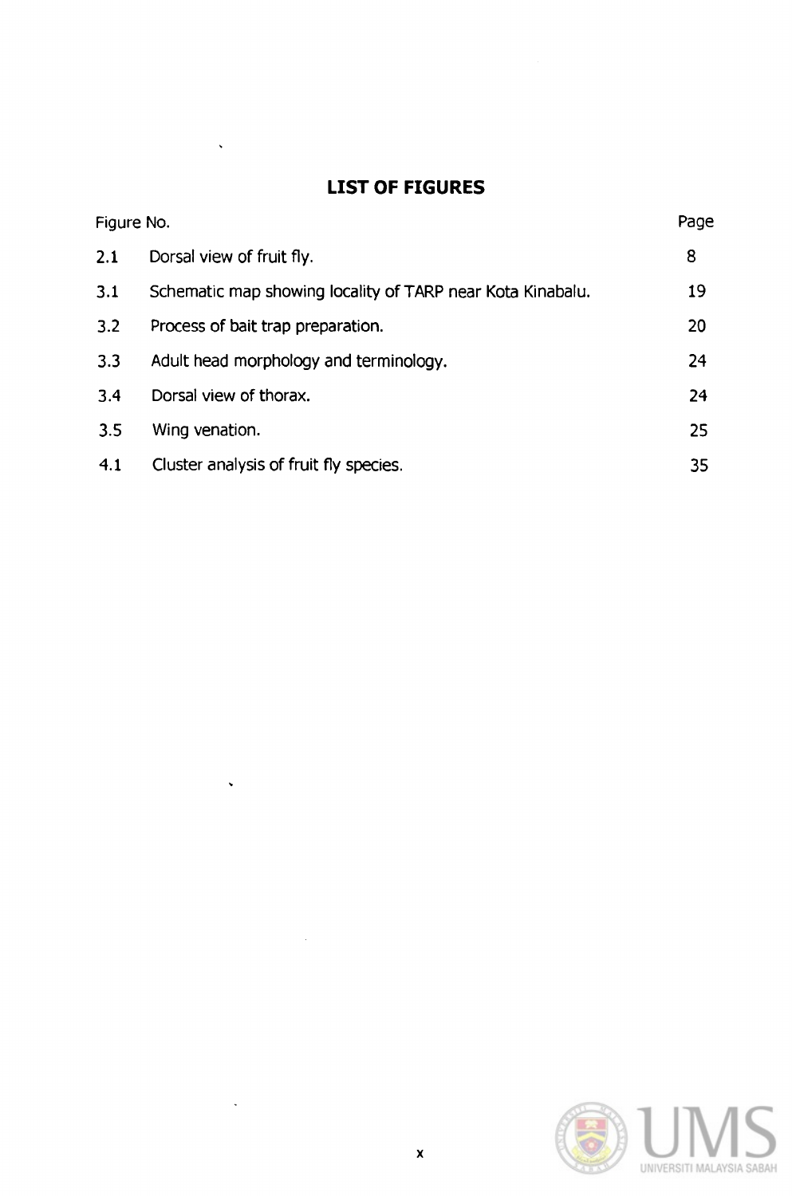# LIST OF FIGURES

| Figure No. | | Page |
|---|---|---|
| 2.1 | Dorsal view of fruit fly. | 8 |
| 3.1 | Schematic map showing locality of TARP near Kota Kinabalu. | 19 |
| 3.2 | Process of bait trap preparation. | 20 |
| 3.3 | Adult head morphology and terminology. | 24 |
| 3.4 | Dorsal view of thorax. | 24 |
| 3.5 | Wing venation. | 25 |
| 4.1 | Cluster analysis of fruit fly species. | 35 |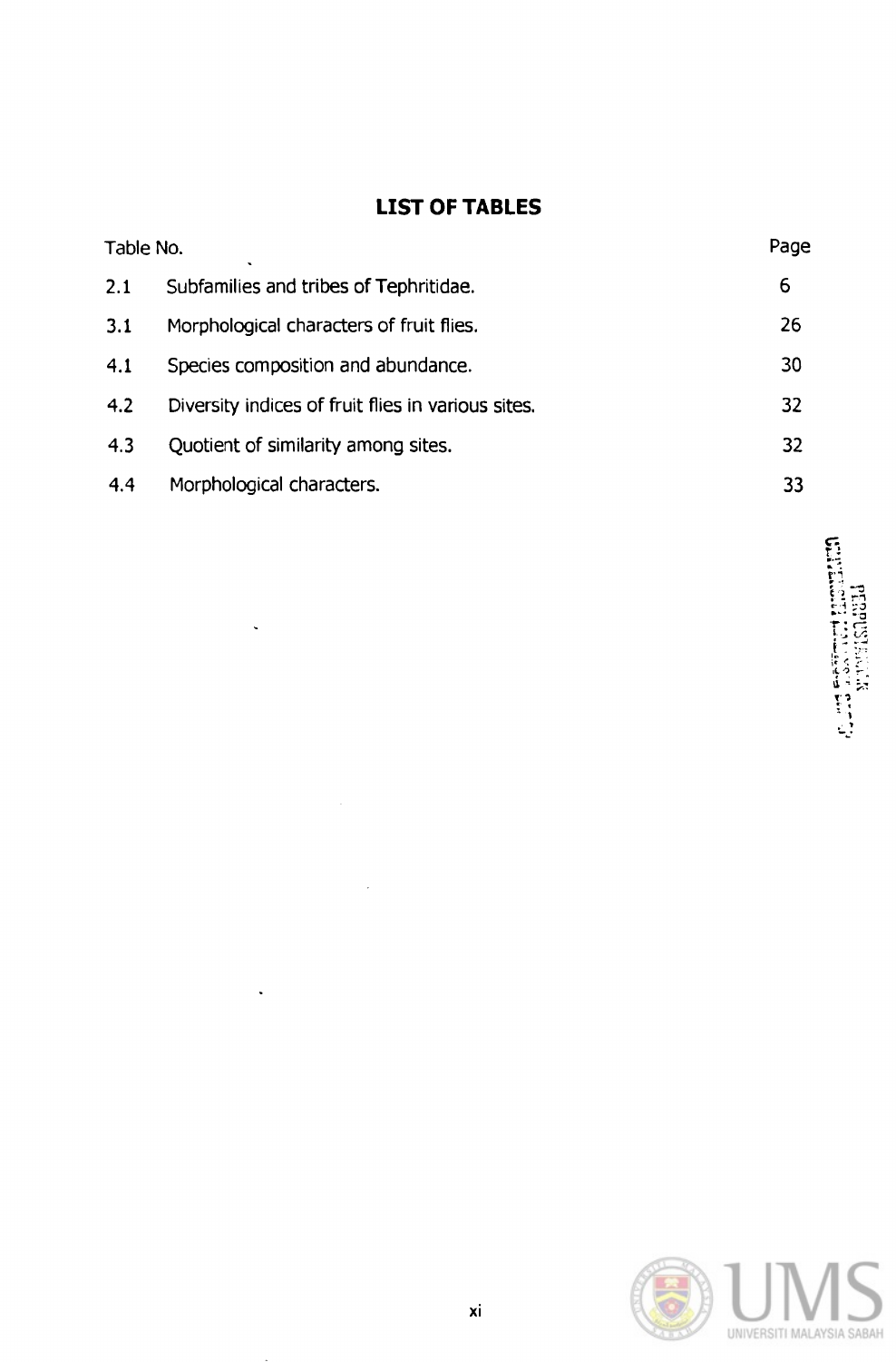# LIST OF TABLES

| Table No. | | Page |
|---|---|---|
| 2.1 | Subfamilies and tribes of Tephritidae. | 6 |
| 3.1 | Morphological characters of fruit flies. | 26 |
| 4.1 | Species composition and abundance. | 30 |
| 4.2 | Diversity indices of fruit flies in various sites. | 32 |
| 4.3 | Quotient of similarity among sites. | 32 |
| 4.4 | Morphological characters. | 33 |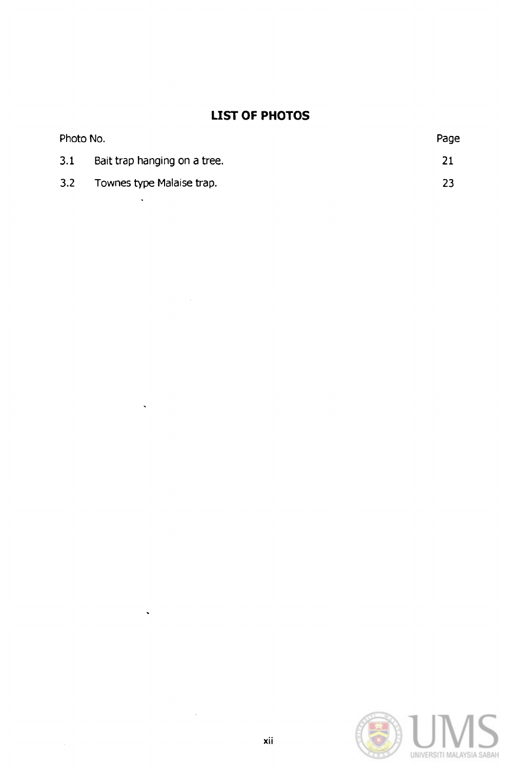## LIST OF PHOTOS

| Photo No. | | Page |
|---|---|---|
| 3.1 | Bait trap hanging on a tree. | 21 |
| 3.2 | Townes type Malaise trap. | 23 |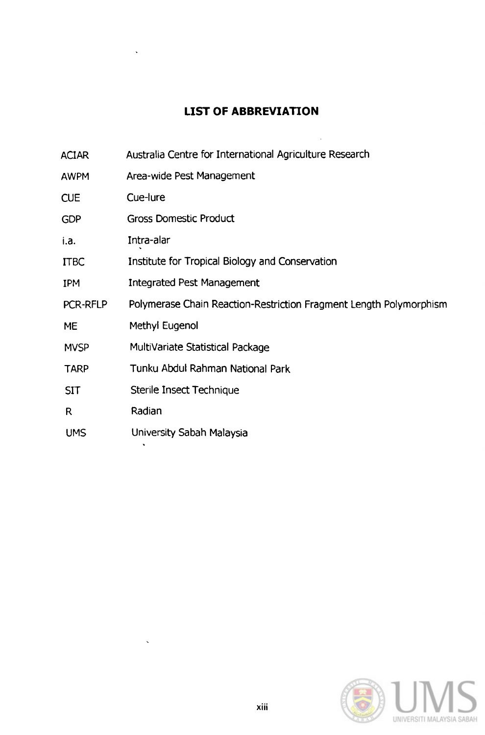## LIST OF ABBREVIATION

| | |
|---|---|
| ACIAR | Australia Centre for International Agriculture Research |
| AWPM | Area-wide Pest Management |
| CUE | Cue-lure |
| GDP | Gross Domestic Product |
| i.a. | Intra-alar |
| ITBC | Institute for Tropical Biology and Conservation |
| IPM | Integrated Pest Management |
| PCR-RFLP | Polymerase Chain Reaction-Restriction Fragment Length Polymorphism |
| ME | Methyl Eugenol |
| MVSP | MultiVariate Statistical Package |
| TARP | Tunku Abdul Rahman National Park |
| SIT | Sterile Insect Technique |
| R | Radian |
| UMS | University Sabah Malaysia |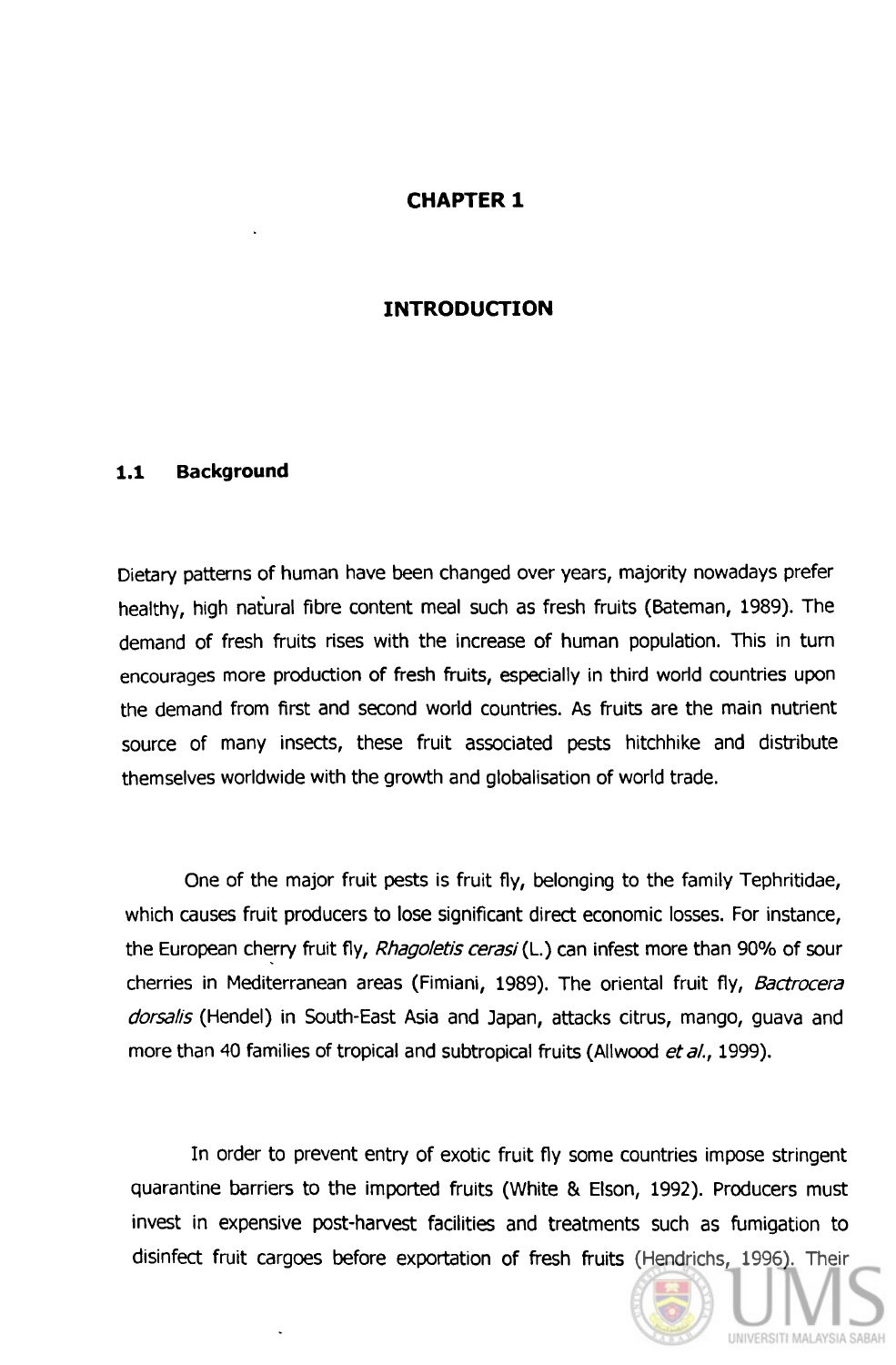# CHAPTER 1

# INTRODUCTION

## 1.1 Background

Dietary patterns of human have been changed over years, majority nowadays prefer healthy, high natural fibre content meal such as fresh fruits (Bateman, 1989). The demand of fresh fruits rises with the increase of human population. This in turn encourages more production of fresh fruits, especially in third world countries upon the demand from first and second world countries. As fruits are the main nutrient source of many insects, these fruit associated pests hitchhike and distribute themselves worldwide with the growth and globalisation of world trade.

One of the major fruit pests is fruit fly, belonging to the family Tephritidae, which causes fruit producers to lose significant direct economic losses. For instance, the European cherry fruit fly, *Rhagoletis cerasi* (L.) can infest more than 90% of sour cherries in Mediterranean areas (Fimiani, 1989). The oriental fruit fly, *Bactrocera dorsalis* (Hendel) in South-East Asia and Japan, attacks citrus, mango, guava and more than 40 families of tropical and subtropical fruits (Allwood *et al.*, 1999).

In order to prevent entry of exotic fruit fly some countries impose stringent quarantine barriers to the imported fruits (White & Elson, 1992). Producers must invest in expensive post-harvest facilities and treatments such as fumigation to disinfect fruit cargoes before exportation of fresh fruits (Hendrichs, 1996). Their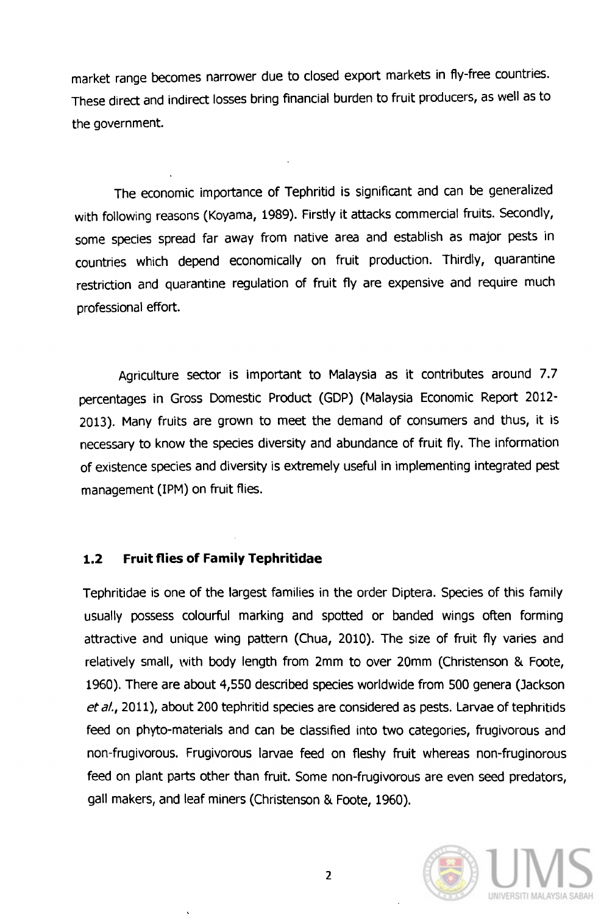market range becomes narrower due to closed export markets in fly-free countries. These direct and indirect losses bring financial burden to fruit producers, as well as to the government.

The economic importance of Tephritid is significant and can be generalized with following reasons (Koyama, 1989). Firstly it attacks commercial fruits. Secondly, some species spread far away from native area and establish as major pests in countries which depend economically on fruit production. Thirdly, quarantine restriction and quarantine regulation of fruit fly are expensive and require much professional effort.

Agriculture sector is important to Malaysia as it contributes around 7.7 percentages in Gross Domestic Product (GDP) (Malaysia Economic Report 2012-2013). Many fruits are grown to meet the demand of consumers and thus, it is necessary to know the species diversity and abundance of fruit fly. The information of existence species and diversity is extremely useful in implementing integrated pest management (IPM) on fruit flies.

## 1.2 Fruit flies of Family Tephritidae

Tephritidae is one of the largest families in the order Diptera. Species of this family usually possess colourful marking and spotted or banded wings often forming attractive and unique wing pattern (Chua, 2010). The size of fruit fly varies and relatively small, with body length from 2mm to over 20mm (Christenson & Foote, 1960). There are about 4,550 described species worldwide from 500 genera (Jackson *et al.*, 2011), about 200 tephritid species are considered as pests. Larvae of tephritids feed on phyto-materials and can be classified into two categories, frugivorous and non-frugivorous. Frugivorous larvae feed on fleshy fruit whereas non-fruginorous feed on plant parts other than fruit. Some non-frugivorous are even seed predators, gall makers, and leaf miners (Christenson & Foote, 1960).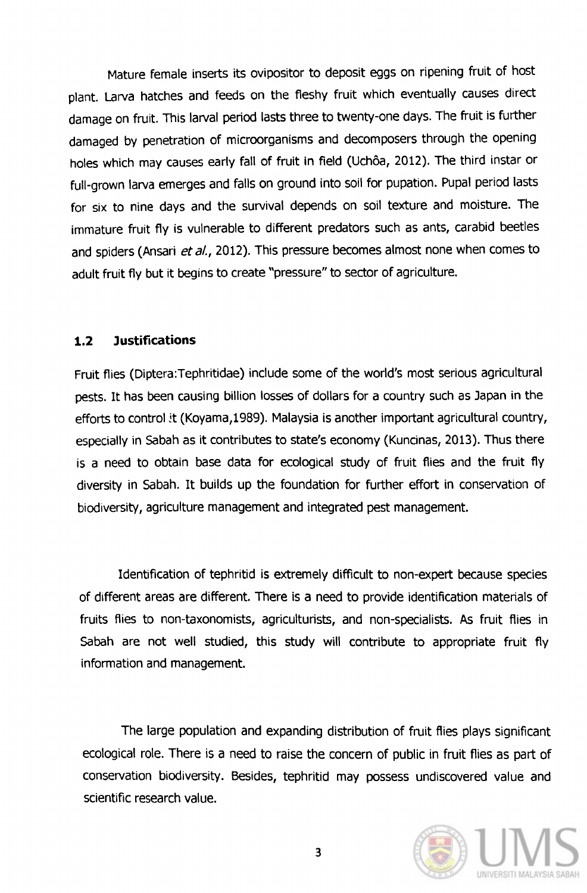Mature female inserts its ovipositor to deposit eggs on ripening fruit of host plant. Larva hatches and feeds on the fleshy fruit which eventually causes direct damage on fruit. This larval period lasts three to twenty-one days. The fruit is further damaged by penetration of microorganisms and decomposers through the opening holes which may causes early fall of fruit in field (Uchôa, 2012). The third instar or full-grown larva emerges and falls on ground into soil for pupation. Pupal period lasts for six to nine days and the survival depends on soil texture and moisture. The immature fruit fly is vulnerable to different predators such as ants, carabid beetles and spiders (Ansari *et al.*, 2012). This pressure becomes almost none when comes to adult fruit fly but it begins to create "pressure" to sector of agriculture.

## 1.2 Justifications

Fruit flies (Diptera:Tephritidae) include some of the world's most serious agricultural pests. It has been causing billion losses of dollars for a country such as Japan in the efforts to control it (Koyama,1989). Malaysia is another important agricultural country, especially in Sabah as it contributes to state's economy (Kuncinas, 2013). Thus there is a need to obtain base data for ecological study of fruit flies and the fruit fly diversity in Sabah. It builds up the foundation for further effort in conservation of biodiversity, agriculture management and integrated pest management.

Identification of tephritid is extremely difficult to non-expert because species of different areas are different. There is a need to provide identification materials of fruits flies to non-taxonomists, agriculturists, and non-specialists. As fruit flies in Sabah are not well studied, this study will contribute to appropriate fruit fly information and management.

The large population and expanding distribution of fruit flies plays significant ecological role. There is a need to raise the concern of public in fruit flies as part of conservation biodiversity. Besides, tephritid may possess undiscovered value and scientific research value.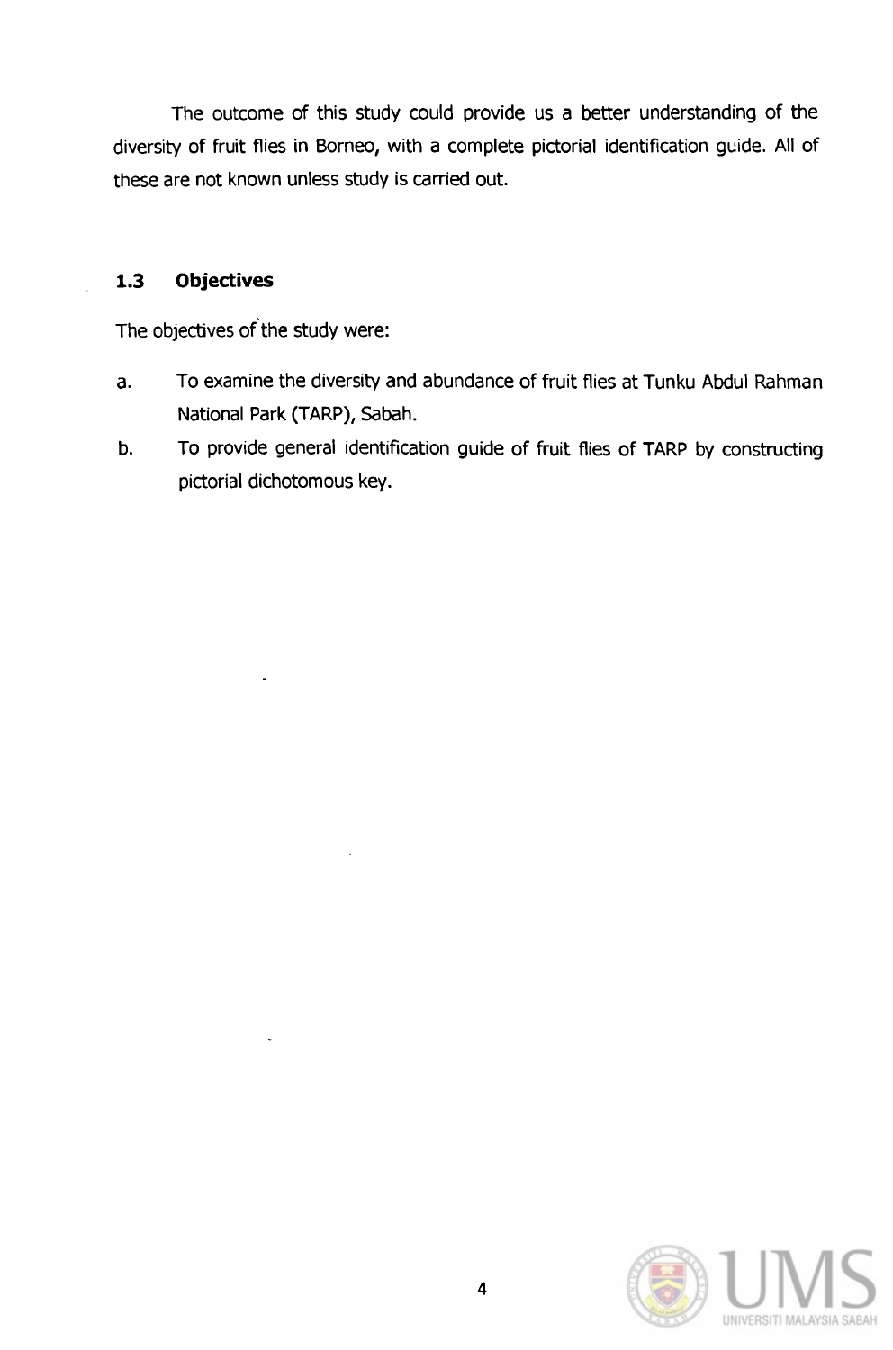The outcome of this study could provide us a better understanding of the diversity of fruit flies in Borneo, with a complete pictorial identification guide. All of these are not known unless study is carried out.

### 1.3 Objectives

The objectives of the study were:

a. To examine the diversity and abundance of fruit flies at Tunku Abdul Rahman National Park (TARP), Sabah.

b. To provide general identification guide of fruit flies of TARP by constructing pictorial dichotomous key.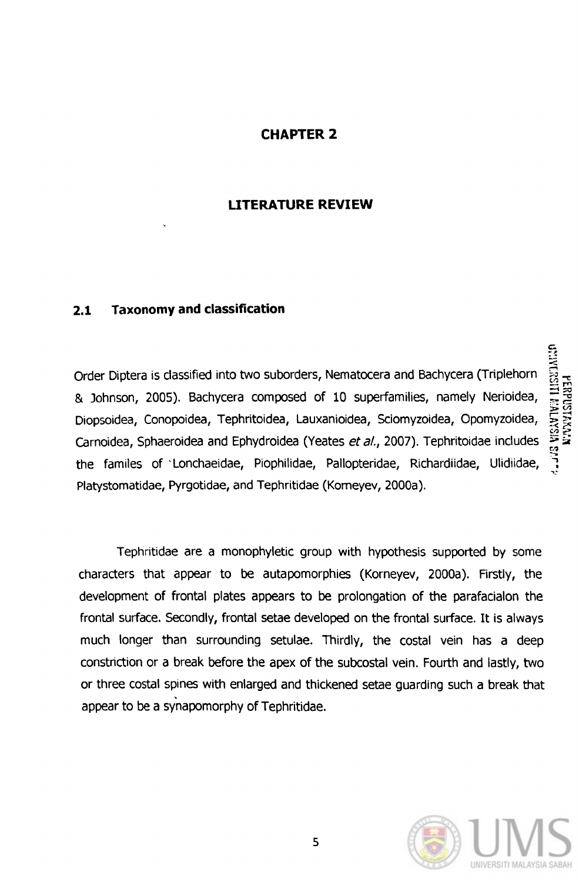# CHAPTER 2

# LITERATURE REVIEW

## 2.1 Taxonomy and classification

Order Diptera is classified into two suborders, Nematocera and Bachycera (Triplehorn & Johnson, 2005). Bachycera composed of 10 superfamilies, namely Nerioidea, Diopsoidea, Conopoidea, Tephritoidea, Lauxanioidea, Sciomyzoidea, Opomyzoidea, Carnoidea, Sphaeroidea and Ephydroidea (Yeates *et al.*, 2007). Tephritoidae includes the familes of Lonchaeidae, Piophilidae, Pallopteridae, Richardiidae, Ulidiidae, Platystomatidae, Pyrgotidae, and Tephritidae (Korneyev, 2000a).

Tephritidae are a monophyletic group with hypothesis supported by some characters that appear to be autapomorphies (Korneyev, 2000a). Firstly, the development of frontal plates appears to be prolongation of the parafacialon the frontal surface. Secondly, frontal setae developed on the frontal surface. It is always much longer than surrounding setulae. Thirdly, the costal vein has a deep constriction or a break before the apex of the subcostal vein. Fourth and lastly, two or three costal spines with enlarged and thickened setae guarding such a break that appear to be a synapomorphy of Tephritidae.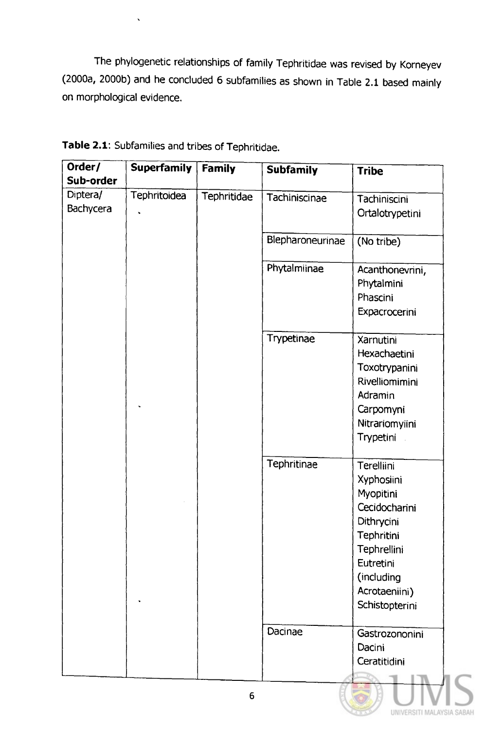The phylogenetic relationships of family Tephritidae was revised by Korneyev (2000a, 2000b) and he concluded 6 subfamilies as shown in Table 2.1 based mainly on morphological evidence.

**Table 2.1**: Subfamilies and tribes of Tephritidae.

| Order/ Sub-order | Superfamily | Family | Subfamily | Tribe |
|---|---|---|---|---|
| Diptera/ Bachycera | Tephritoidea | Tephritidae | Tachiniscinae | Tachiniscini<br>Ortalotrypetini |
| | | | Blepharoneurinae | (No tribe) |
| | | | Phytalmiinae | Acanthonevrini,<br>Phytalmini<br>Phascini<br>Expacrocerini |
| | | | Trypetinae | Xarnutini<br>Hexachaetini<br>Toxotrypanini<br>Rivelliomimini<br>Adramin<br>Carpomyni<br>Nitrariomyiini<br>Trypetini |
| | | | Tephritinae | Terelliini<br>Xyphosiini<br>Myopitini<br>Cecidocharini<br>Dithrycini<br>Tephritini<br>Tephrellini<br>Eutretini (including Acrotaeniini)<br>Schistopterini |
| | | | Dacinae | Gastrozononini<br>Dacini<br>Ceratitidini |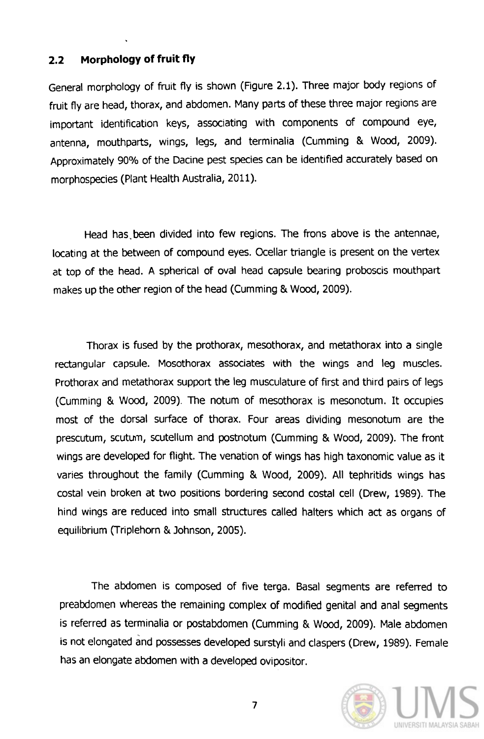## 2.2 Morphology of fruit fly

General morphology of fruit fly is shown (Figure 2.1). Three major body regions of fruit fly are head, thorax, and abdomen. Many parts of these three major regions are important identification keys, associating with components of compound eye, antenna, mouthparts, wings, legs, and terminalia (Cumming & Wood, 2009). Approximately 90% of the Dacine pest species can be identified accurately based on morphospecies (Plant Health Australia, 2011).

Head has been divided into few regions. The frons above is the antennae, locating at the between of compound eyes. Ocellar triangle is present on the vertex at top of the head. A spherical of oval head capsule bearing proboscis mouthpart makes up the other region of the head (Cumming & Wood, 2009).

Thorax is fused by the prothorax, mesothorax, and metathorax into a single rectangular capsule. Mosothorax associates with the wings and leg muscles. Prothorax and metathorax support the leg musculature of first and third pairs of legs (Cumming & Wood, 2009). The notum of mesothorax is mesonotum. It occupies most of the dorsal surface of thorax. Four areas dividing mesonotum are the prescutum, scutum, scutellum and postnotum (Cumming & Wood, 2009). The front wings are developed for flight. The venation of wings has high taxonomic value as it varies throughout the family (Cumming & Wood, 2009). All tephritids wings has costal vein broken at two positions bordering second costal cell (Drew, 1989). The hind wings are reduced into small structures called halters which act as organs of equilibrium (Triplehorn & Johnson, 2005).

The abdomen is composed of five terga. Basal segments are referred to preabdomen whereas the remaining complex of modified genital and anal segments is referred as terminalia or postabdomen (Cumming & Wood, 2009). Male abdomen is not elongated and possesses developed surstyli and claspers (Drew, 1989). Female has an elongate abdomen with a developed ovipositor.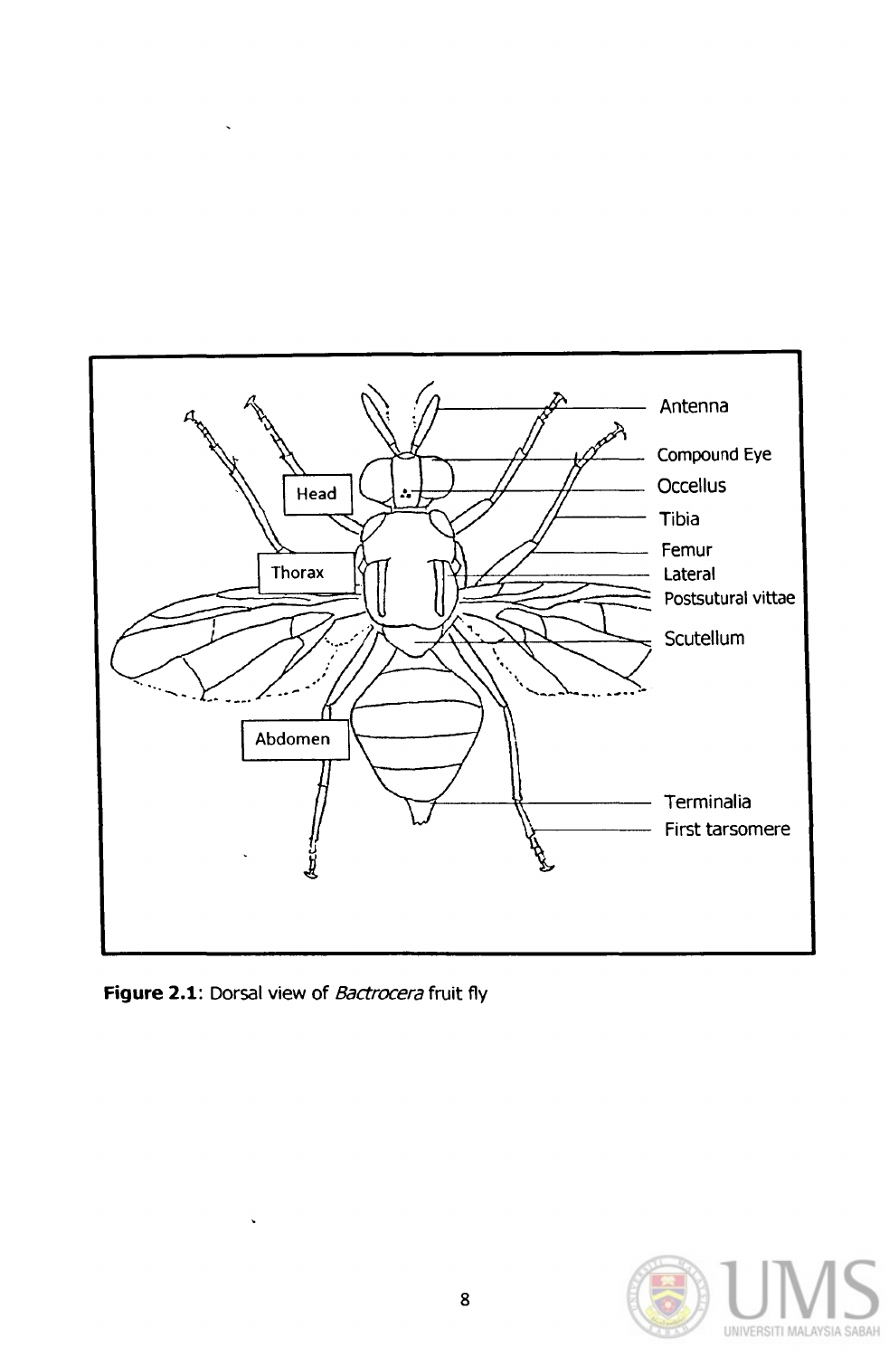Head

Thorax

Abdomen

Antenna

Compound Eye

Occellus

Tibia

Femur

Lateral

Postsutural vittae

Scutellum

Terminalia

First tarsomere

**Figure 2.1**: Dorsal view of *Bactrocera* fruit fly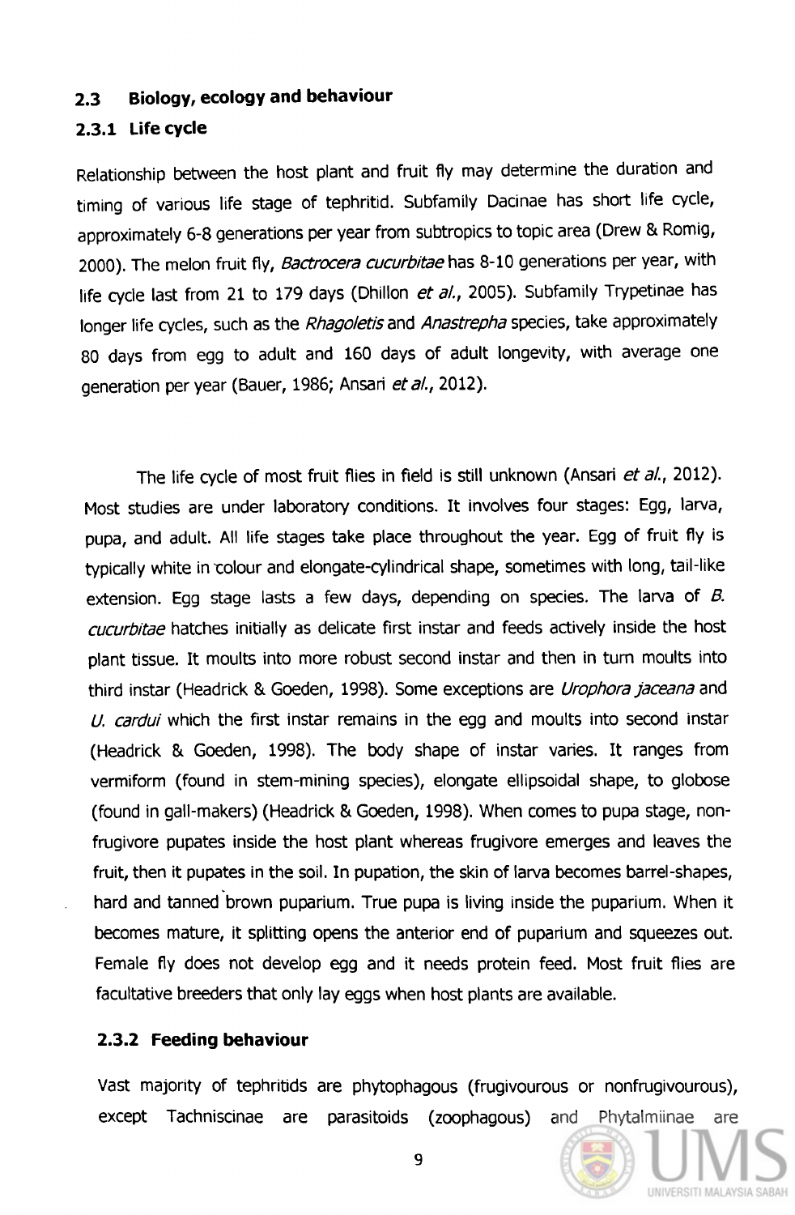## 2.3 Biology, ecology and behaviour

### 2.3.1 Life cycle

Relationship between the host plant and fruit fly may determine the duration and timing of various life stage of tephritid. Subfamily Dacinae has short life cycle, approximately 6-8 generations per year from subtropics to topic area (Drew & Romig, 2000). The melon fruit fly, *Bactrocera cucurbitae* has 8-10 generations per year, with life cycle last from 21 to 179 days (Dhillon *et al.*, 2005). Subfamily Trypetinae has longer life cycles, such as the *Rhagoletis* and *Anastrepha* species, take approximately 80 days from egg to adult and 160 days of adult longevity, with average one generation per year (Bauer, 1986; Ansari *et al.*, 2012).

The life cycle of most fruit flies in field is still unknown (Ansari *et al.*, 2012). Most studies are under laboratory conditions. It involves four stages: Egg, larva, pupa, and adult. All life stages take place throughout the year. Egg of fruit fly is typically white in colour and elongate-cylindrical shape, sometimes with long, tail-like extension. Egg stage lasts a few days, depending on species. The larva of *B. cucurbitae* hatches initially as delicate first instar and feeds actively inside the host plant tissue. It moults into more robust second instar and then in turn moults into third instar (Headrick & Goeden, 1998). Some exceptions are *Urophora jaceana* and *U. cardui* which the first instar remains in the egg and moults into second instar (Headrick & Goeden, 1998). The body shape of instar varies. It ranges from vermiform (found in stem-mining species), elongate ellipsoidal shape, to globose (found in gall-makers) (Headrick & Goeden, 1998). When comes to pupa stage, non-frugivore pupates inside the host plant whereas frugivore emerges and leaves the fruit, then it pupates in the soil. In pupation, the skin of larva becomes barrel-shapes, hard and tanned brown puparium. True pupa is living inside the puparium. When it becomes mature, it splitting opens the anterior end of puparium and squeezes out. Female fly does not develop egg and it needs protein feed. Most fruit flies are facultative breeders that only lay eggs when host plants are available.

### 2.3.2 Feeding behaviour

Vast majority of tephritids are phytophagous (frugivourous or nonfrugivourous), except Tachniscinae are parasitoids (zoophagous) and Phytalmiinae are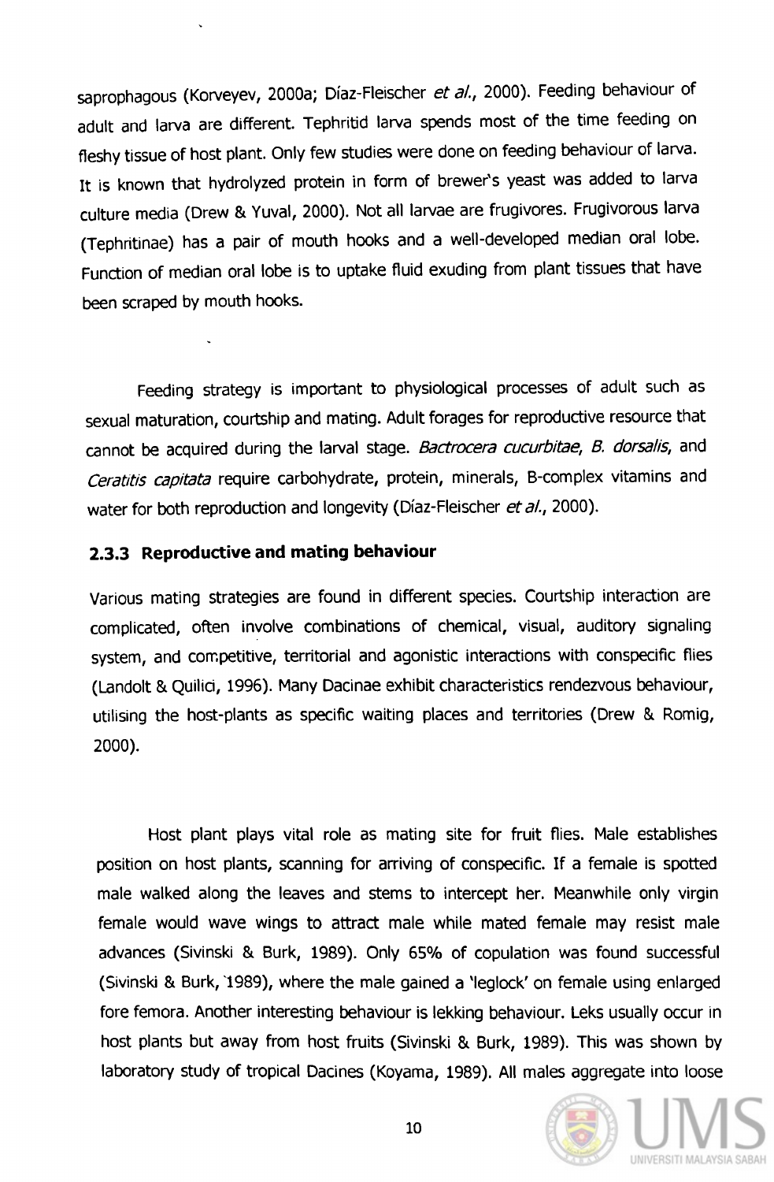saprophagous (Korveyev, 2000a; Díaz-Fleischer *et al.*, 2000). Feeding behaviour of adult and larva are different. Tephritid larva spends most of the time feeding on fleshy tissue of host plant. Only few studies were done on feeding behaviour of larva. It is known that hydrolyzed protein in form of brewer's yeast was added to larva culture media (Drew & Yuval, 2000). Not all larvae are frugivores. Frugivorous larva (Tephritinae) has a pair of mouth hooks and a well-developed median oral lobe. Function of median oral lobe is to uptake fluid exuding from plant tissues that have been scraped by mouth hooks.

Feeding strategy is important to physiological processes of adult such as sexual maturation, courtship and mating. Adult forages for reproductive resource that cannot be acquired during the larval stage. *Bactrocera cucurbitae*, *B. dorsalis*, and *Ceratitis capitata* require carbohydrate, protein, minerals, B-complex vitamins and water for both reproduction and longevity (Díaz-Fleischer *et al.*, 2000).

### 2.3.3 Reproductive and mating behaviour

Various mating strategies are found in different species. Courtship interaction are complicated, often involve combinations of chemical, visual, auditory signaling system, and competitive, territorial and agonistic interactions with conspecific flies (Landolt & Quilici, 1996). Many Dacinae exhibit characteristics rendezvous behaviour, utilising the host-plants as specific waiting places and territories (Drew & Romig, 2000).

Host plant plays vital role as mating site for fruit flies. Male establishes position on host plants, scanning for arriving of conspecific. If a female is spotted male walked along the leaves and stems to intercept her. Meanwhile only virgin female would wave wings to attract male while mated female may resist male advances (Sivinski & Burk, 1989). Only 65% of copulation was found successful (Sivinski & Burk, 1989), where the male gained a 'leglock' on female using enlarged fore femora. Another interesting behaviour is lekking behaviour. Leks usually occur in host plants but away from host fruits (Sivinski & Burk, 1989). This was shown by laboratory study of tropical Dacines (Koyama, 1989). All males aggregate into loose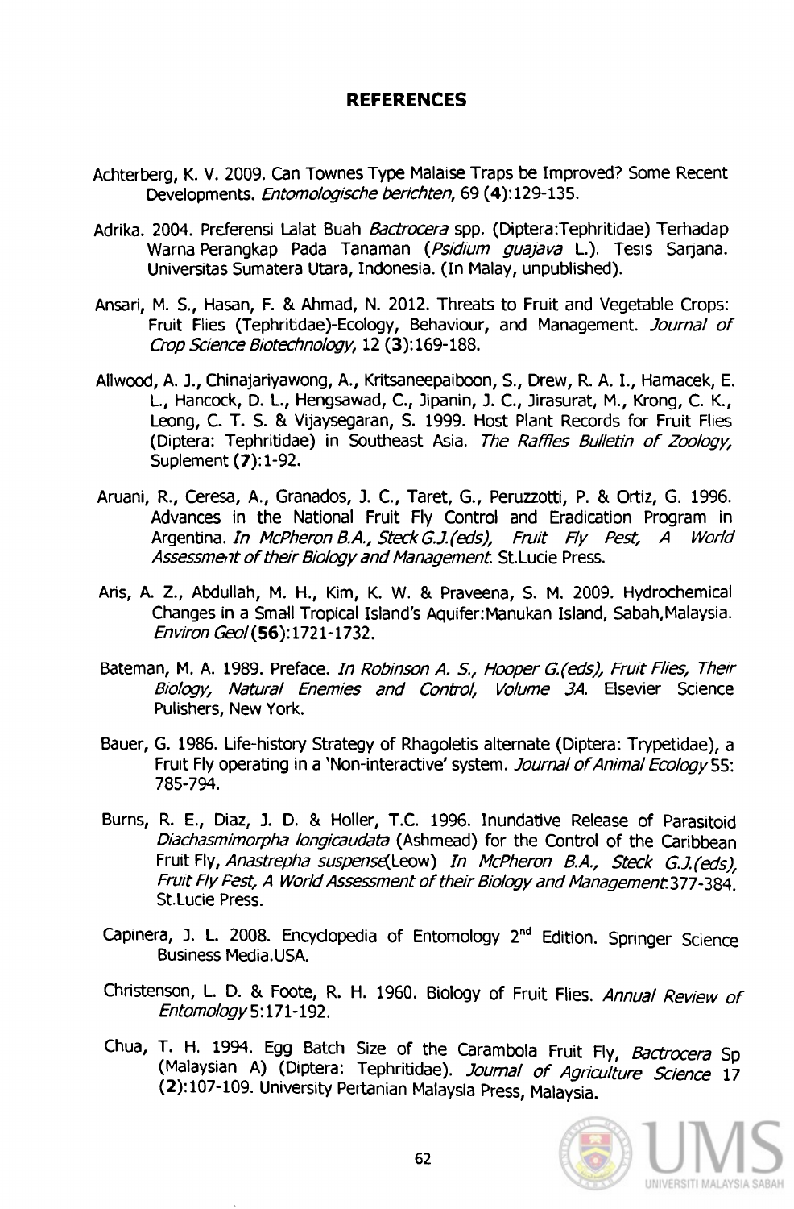# REFERENCES

Achterberg, K. V. 2009. Can Townes Type Malaise Traps be Improved? Some Recent Developments. *Entomologische berichten*, 69 (**4**):129-135.

Adrika. 2004. Preferensi Lalat Buah *Bactrocera* spp. (Diptera:Tephritidae) Terhadap Warna Perangkap Pada Tanaman (*Psidium guajava* L.). Tesis Sarjana. Universitas Sumatera Utara, Indonesia. (In Malay, unpublished).

Ansari, M. S., Hasan, F. & Ahmad, N. 2012. Threats to Fruit and Vegetable Crops: Fruit Flies (Tephritidae)-Ecology, Behaviour, and Management. *Journal of Crop Science Biotechnology*, 12 (**3**):169-188.

Allwood, A. J., Chinajariyawong, A., Kritsaneepaiboon, S., Drew, R. A. I., Hamacek, E. L., Hancock, D. L., Hengsawad, C., Jipanin, J. C., Jirasurat, M., Krong, C. K., Leong, C. T. S. & Vijaysegaran, S. 1999. Host Plant Records for Fruit Flies (Diptera: Tephritidae) in Southeast Asia. *The Raffles Bulletin of Zoology*, Suplement (**7**):1-92.

Aruani, R., Ceresa, A., Granados, J. C., Taret, G., Peruzzotti, P. & Ortiz, G. 1996. Advances in the National Fruit Fly Control and Eradication Program in Argentina. *In McPheron B.A., Steck G.J.(eds), Fruit Fly Pest, A World Assessment of their Biology and Management.* St.Lucie Press.

Aris, A. Z., Abdullah, M. H., Kim, K. W. & Praveena, S. M. 2009. Hydrochemical Changes in a Small Tropical Island's Aquifer:Manukan Island, Sabah,Malaysia. *Environ Geol* (**56**):1721-1732.

Bateman, M. A. 1989. Preface. *In Robinson A. S., Hooper G.(eds), Fruit Flies, Their Biology, Natural Enemies and Control, Volume 3A.* Elsevier Science Pulishers, New York.

Bauer, G. 1986. Life-history Strategy of Rhagoletis alternate (Diptera: Trypetidae), a Fruit Fly operating in a 'Non-interactive' system. *Journal of Animal Ecology* 55: 785-794.

Burns, R. E., Diaz, J. D. & Holler, T.C. 1996. Inundative Release of Parasitoid *Diachasmimorpha longicaudata* (Ashmead) for the Control of the Caribbean Fruit Fly, *Anastrepha suspense*(Leow) *In McPheron B.A., Steck G.J.(eds), Fruit Fly Fest, A World Assessment of their Biology and Management*:377-384. St.Lucie Press.

Capinera, J. L. 2008. Encyclopedia of Entomology 2[nd] Edition. Springer Science Business Media.USA.

Christenson, L. D. & Foote, R. H. 1960. Biology of Fruit Flies. *Annual Review of Entomology* 5:171-192.

Chua, T. H. 1994. Egg Batch Size of the Carambola Fruit Fly, *Bactrocera* Sp (Malaysian A) (Diptera: Tephritidae). *Journal of Agriculture Science* 17 (**2**):107-109. University Pertanian Malaysia Press, Malaysia.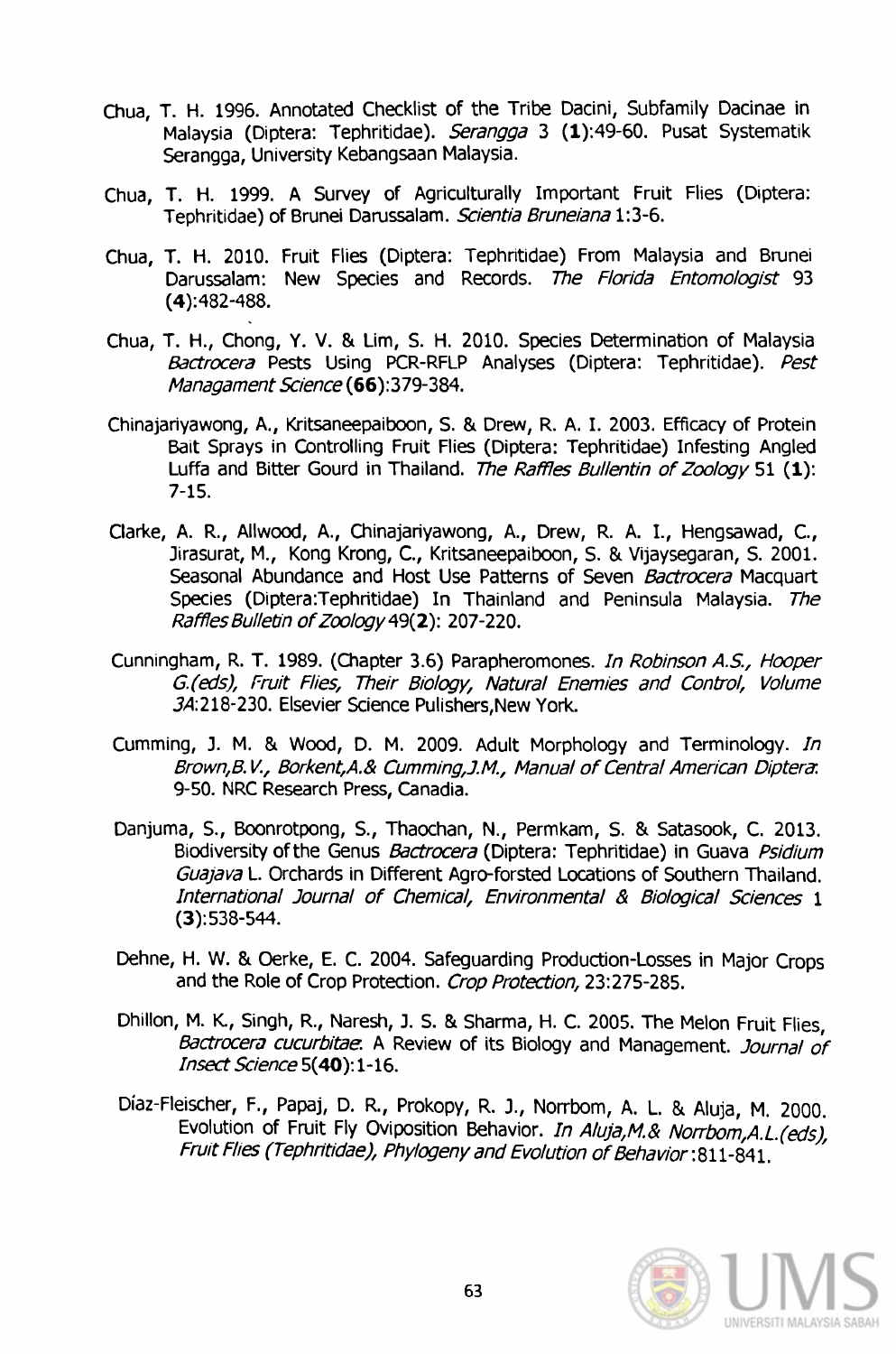Chua, T. H. 1996. Annotated Checklist of the Tribe Dacini, Subfamily Dacinae in Malaysia (Diptera: Tephritidae). *Serangga* 3 (**1**):49-60. Pusat Systematik Serangga, University Kebangsaan Malaysia.

Chua, T. H. 1999. A Survey of Agriculturally Important Fruit Flies (Diptera: Tephritidae) of Brunei Darussalam. *Scientia Bruneiana* 1:3-6.

Chua, T. H. 2010. Fruit Flies (Diptera: Tephritidae) From Malaysia and Brunei Darussalam: New Species and Records. *The Florida Entomologist* 93 (**4**):482-488.

Chua, T. H., Chong, Y. V. & Lim, S. H. 2010. Species Determination of Malaysia *Bactrocera* Pests Using PCR-RFLP Analyses (Diptera: Tephritidae). *Pest Managament Science* (**66**):379-384.

Chinajariyawong, A., Kritsaneepaiboon, S. & Drew, R. A. I. 2003. Efficacy of Protein Bait Sprays in Controlling Fruit Flies (Diptera: Tephritidae) Infesting Angled Luffa and Bitter Gourd in Thailand. *The Raffles Bullentin of Zoology* 51 (**1**): 7-15.

Clarke, A. R., Allwood, A., Chinajariyawong, A., Drew, R. A. I., Hengsawad, C., Jirasurat, M., Kong Krong, C., Kritsaneepaiboon, S. & Vijaysegaran, S. 2001. Seasonal Abundance and Host Use Patterns of Seven *Bactrocera* Macquart Species (Diptera:Tephritidae) In Thainland and Peninsula Malaysia. *The Raffles Bulletin of Zoology* 49(**2**): 207-220.

Cunningham, R. T. 1989. (Chapter 3.6) Parapheromones. *In Robinson A.S., Hooper G.(eds), Fruit Flies, Their Biology, Natural Enemies and Control, Volume 3A*:218-230. Elsevier Science Pulishers,New York.

Cumming, J. M. & Wood, D. M. 2009. Adult Morphology and Terminology. *In Brown,B.V., Borkent,A.& Cumming,J.M., Manual of Central American Diptera*: 9-50. NRC Research Press, Canadia.

Danjuma, S., Boonrotpong, S., Thaochan, N., Permkam, S. & Satasook, C. 2013. Biodiversity of the Genus *Bactrocera* (Diptera: Tephritidae) in Guava *Psidium Guajava* L. Orchards in Different Agro-forsted Locations of Southern Thailand. *International Journal of Chemical, Environmental & Biological Sciences* 1 (**3**):538-544.

Dehne, H. W. & Oerke, E. C. 2004. Safeguarding Production-Losses in Major Crops and the Role of Crop Protection. *Crop Protection,* 23:275-285.

Dhillon, M. K., Singh, R., Naresh, J. S. & Sharma, H. C. 2005. The Melon Fruit Flies, *Bactrocera cucurbitae*: A Review of its Biology and Management. *Journal of Insect Science* 5(**40**):1-16.

Díaz-Fleischer, F., Papaj, D. R., Prokopy, R. J., Norrbom, A. L. & Aluja, M. 2000. Evolution of Fruit Fly Oviposition Behavior. *In Aluja,M.& Norrbom,A.L.(eds), Fruit Flies (Tephritidae), Phylogeny and Evolution of Behavior*:811-841.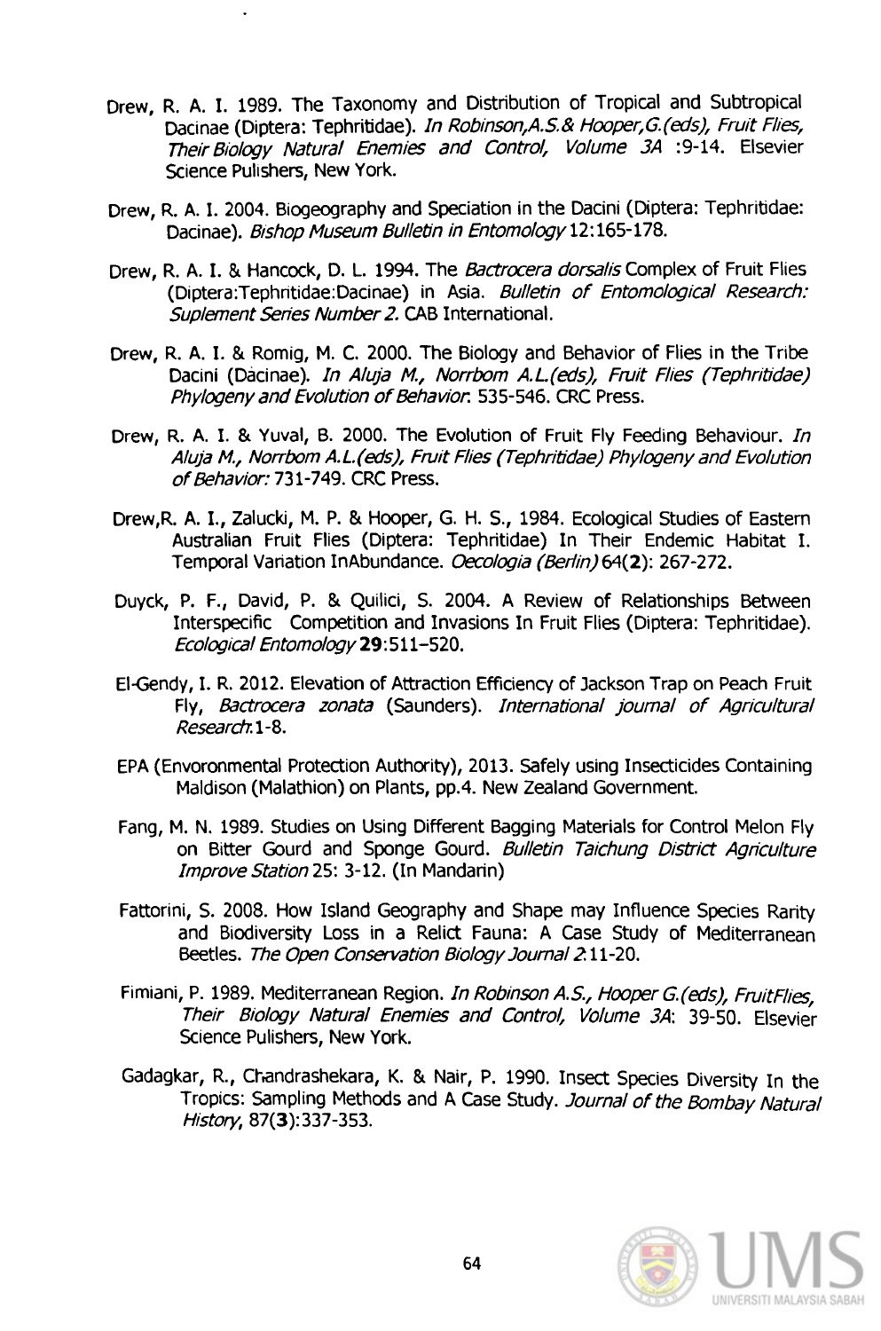Drew, R. A. I. 1989. The Taxonomy and Distribution of Tropical and Subtropical Dacinae (Diptera: Tephritidae). *In Robinson,A.S.& Hooper,G.(eds), Fruit Flies, Their Biology Natural Enemies and Control, Volume 3A* :9-14. Elsevier Science Pulishers, New York.

Drew, R. A. I. 2004. Biogeography and Speciation in the Dacini (Diptera: Tephritidae: Dacinae). *Bishop Museum Bulletin in Entomology* 12:165-178.

Drew, R. A. I. & Hancock, D. L. 1994. The *Bactrocera dorsalis* Complex of Fruit Flies (Diptera:Tephritidae:Dacinae) in Asia. *Bulletin of Entomological Research: Suplement Series Number 2.* CAB International.

Drew, R. A. I. & Romig, M. C. 2000. The Biology and Behavior of Flies in the Tribe Dacini (Dacinae). *In Aluja M., Norrbom A.L.(eds), Fruit Flies (Tephritidae) Phylogeny and Evolution of Behavior*: 535-546. CRC Press.

Drew, R. A. I. & Yuval, B. 2000. The Evolution of Fruit Fly Feeding Behaviour. *In Aluja M., Norrbom A.L.(eds), Fruit Flies (Tephritidae) Phylogeny and Evolution of Behavior:* 731-749. CRC Press.

Drew,R. A. I., Zalucki, M. P. & Hooper, G. H. S., 1984. Ecological Studies of Eastern Australian Fruit Flies (Diptera: Tephritidae) In Their Endemic Habitat I. Temporal Variation InAbundance. *Oecologia (Berlin)* 64(**2**): 267-272.

Duyck, P. F., David, P. & Quilici, S. 2004. A Review of Relationships Between Interspecific Competition and Invasions In Fruit Flies (Diptera: Tephritidae). *Ecological Entomology* **29**:511–520.

El-Gendy, I. R. 2012. Elevation of Attraction Efficiency of Jackson Trap on Peach Fruit Fly, *Bactrocera zonata* (Saunders). *International journal of Agricultural Research*:1-8.

EPA (Envoronmental Protection Authority), 2013. Safely using Insecticides Containing Maldison (Malathion) on Plants, pp.4. New Zealand Government.

Fang, M. N. 1989. Studies on Using Different Bagging Materials for Control Melon Fly on Bitter Gourd and Sponge Gourd. *Bulletin Taichung District Agriculture Improve Station* 25: 3-12. (In Mandarin)

Fattorini, S. 2008. How Island Geography and Shape may Influence Species Rarity and Biodiversity Loss in a Relict Fauna: A Case Study of Mediterranean Beetles. *The Open Conservation Biology Journal* 2:11-20.

Fimiani, P. 1989. Mediterranean Region. *In Robinson A.S., Hooper G.(eds), FruitFlies, Their Biology Natural Enemies and Control, Volume 3A*: 39-50. Elsevier Science Pulishers, New York.

Gadagkar, R., Chandrashekara, K. & Nair, P. 1990. Insect Species Diversity In the Tropics: Sampling Methods and A Case Study. *Journal of the Bombay Natural History*, 87(**3**):337-353.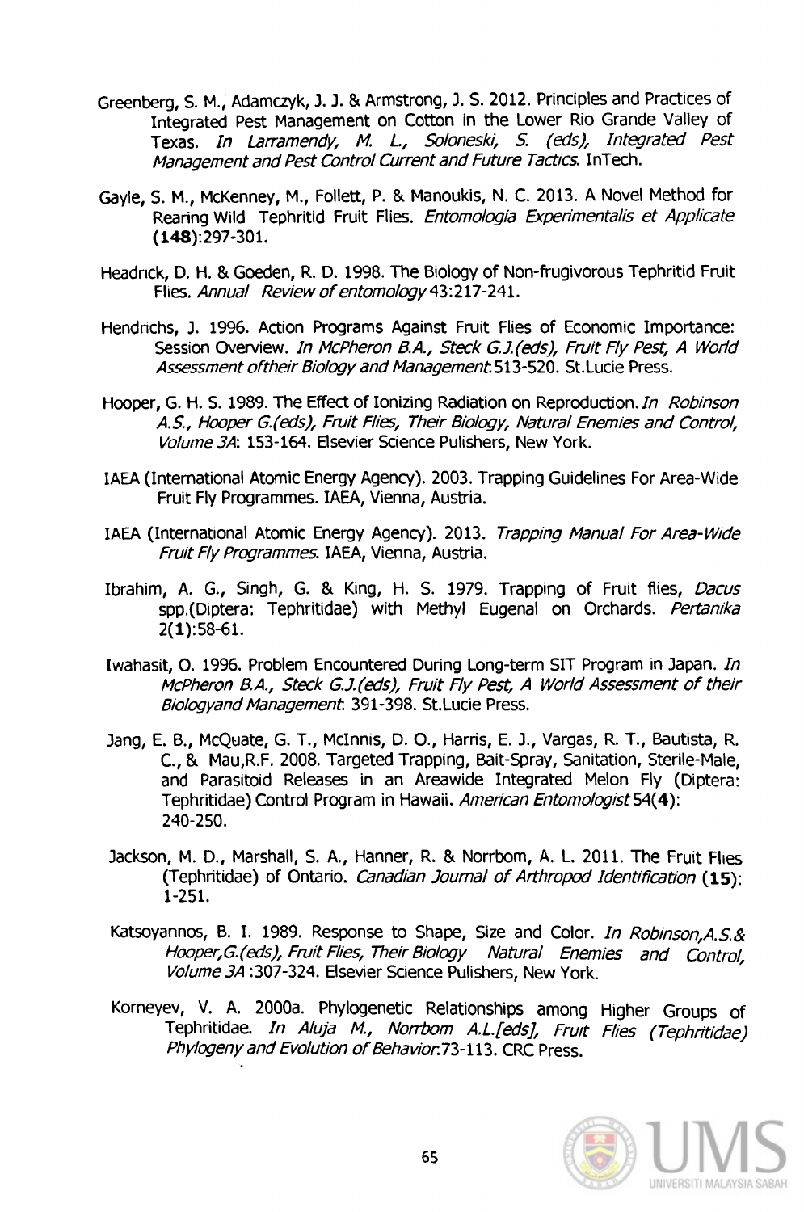Greenberg, S. M., Adamczyk, J. J. & Armstrong, J. S. 2012. Principles and Practices of Integrated Pest Management on Cotton in the Lower Rio Grande Valley of Texas. *In Larramendy, M. L., Soloneski, S. (eds), Integrated Pest Management and Pest Control Current and Future Tactics.* InTech.

Gayle, S. M., McKenney, M., Follett, P. & Manoukis, N. C. 2013. A Novel Method for Rearing Wild Tephritid Fruit Flies. *Entomologia Experimentalis et Applicate* (**148**):297-301.

Headrick, D. H. & Goeden, R. D. 1998. The Biology of Non-frugivorous Tephritid Fruit Flies. *Annual Review of entomology* 43:217-241.

Hendrichs, J. 1996. Action Programs Against Fruit Flies of Economic Importance: Session Overview. *In McPheron B.A., Steck G.J.(eds), Fruit Fly Pest, A World Assessment oftheir Biology and Management*:513-520. St.Lucie Press.

Hooper, G. H. S. 1989. The Effect of Ionizing Radiation on Reproduction. *In Robinson A.S., Hooper G.(eds), Fruit Flies, Their Biology, Natural Enemies and Control, Volume 3A*: 153-164. Elsevier Science Pulishers, New York.

IAEA (International Atomic Energy Agency). 2003. Trapping Guidelines For Area-Wide Fruit Fly Programmes. IAEA, Vienna, Austria.

IAEA (International Atomic Energy Agency). 2013. *Trapping Manual For Area-Wide Fruit Fly Programmes.* IAEA, Vienna, Austria.

Ibrahim, A. G., Singh, G. & King, H. S. 1979. Trapping of Fruit flies, *Dacus* spp.(Diptera: Tephritidae) with Methyl Eugenal on Orchards. *Pertanika* 2(**1**):58-61.

Iwahasit, O. 1996. Problem Encountered During Long-term SIT Program in Japan. *In McPheron B.A., Steck G.J.(eds), Fruit Fly Pest, A World Assessment of their Biologyand Management*: 391-398. St.Lucie Press.

Jang, E. B., McQuate, G. T., McInnis, D. O., Harris, E. J., Vargas, R. T., Bautista, R. C., & Mau,R.F. 2008. Targeted Trapping, Bait-Spray, Sanitation, Sterile-Male, and Parasitoid Releases in an Areawide Integrated Melon Fly (Diptera: Tephritidae) Control Program in Hawaii. *American Entomologist* 54(**4**): 240-250.

Jackson, M. D., Marshall, S. A., Hanner, R. & Norrbom, A. L. 2011. The Fruit Flies (Tephritidae) of Ontario. *Canadian Journal of Arthropod Identification* (**15**): 1-251.

Katsoyannos, B. I. 1989. Response to Shape, Size and Color. *In Robinson,A.S.& Hooper,G.(eds), Fruit Flies, Their Biology Natural Enemies and Control, Volume 3A* :307-324. Elsevier Science Pulishers, New York.

Korneyev, V. A. 2000a. Phylogenetic Relationships among Higher Groups of Tephritidae. *In Aluja M., Norrbom A.L.[eds], Fruit Flies (Tephritidae) Phylogeny and Evolution of Behavior*:73-113. CRC Press.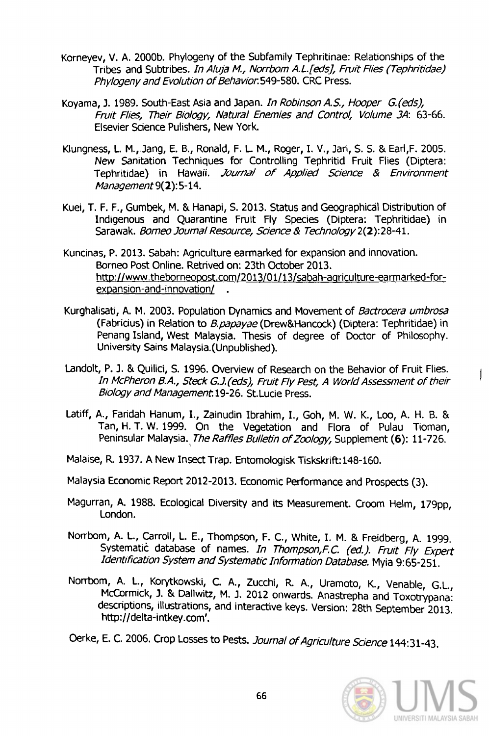Korneyev, V. A. 2000b. Phylogeny of the Subfamily Tephritinae: Relationships of the Tribes and Subtribes. *In Aluja M., Norrbom A.L.[eds], Fruit Flies (Tephritidae) Phylogeny and Evolution of Behavior*:549-580. CRC Press.

Koyama, J. 1989. South-East Asia and Japan. *In Robinson A.S., Hooper G.(eds), Fruit Flies, Their Biology, Natural Enemies and Control, Volume 3A*: 63-66. Elsevier Science Pulishers, New York.

Klungness, L. M., Jang, E. B., Ronald, F. L. M., Roger, I. V., Jari, S. S. & Earl,F. 2005. New Sanitation Techniques for Controlling Tephritid Fruit Flies (Diptera: Tephritidae) in Hawaii. *Journal of Applied Science & Environment Management* 9(**2**):5-14.

Kuei, T. F. F., Gumbek, M. & Hanapi, S. 2013. Status and Geographical Distribution of Indigenous and Quarantine Fruit Fly Species (Diptera: Tephritidae) in Sarawak. *Borneo Journal Resource, Science & Technology* 2(**2**):28-41.

Kuncinas, P. 2013. Sabah: Agriculture earmarked for expansion and innovation. Borneo Post Online. Retrived on: 23th October 2013. http://www.theborneopost.com/2013/01/13/sabah-agriculture-earmarked-for-expansion-and-innovation/ .

Kurghalisati, A. M. 2003. Population Dynamics and Movement of *Bactrocera umbrosa* (Fabricius) in Relation to *B.papayae* (Drew&Hancock) (Diptera: Tephritidae) in Penang Island, West Malaysia. Thesis of degree of Doctor of Philosophy. University Sains Malaysia.(Unpublished).

Landolt, P. J. & Quilici, S. 1996. Overview of Research on the Behavior of Fruit Flies. *In McPheron B.A., Steck G.J.(eds), Fruit Fly Pest, A World Assessment of their Biology and Management*:19-26. St.Lucie Press.

Latiff, A., Faridah Hanum, I., Zainudin Ibrahim, I., Goh, M. W. K., Loo, A. H. B. & Tan, H. T. W. 1999. On the Vegetation and Flora of Pulau Tioman, Peninsular Malaysia. *The Raffles Bulletin of Zoology*, Supplement (**6**): 11-726.

Malaise, R. 1937. A New Insect Trap. Entomologisk Tiskskrift:148-160.

Malaysia Economic Report 2012-2013. Economic Performance and Prospects (3).

Magurran, A. 1988. Ecological Diversity and its Measurement. Croom Helm, 179pp, London.

Norrbom, A. L., Carroll, L. E., Thompson, F. C., White, I. M. & Freidberg, A. 1999. Systematic database of names. *In Thompson,F.C. (ed.). Fruit Fly Expert Identification System and Systematic Information Database*. Myia 9:65-251.

Norrbom, A. L., Korytkowski, C. A., Zucchi, R. A., Uramoto, K., Venable, G.L., McCormick, J. & Dallwitz, M. J. 2012 onwards. Anastrepha and Toxotrypana: descriptions, illustrations, and interactive keys. Version: 28th September 2013. http://delta-intkey.com'.

Oerke, E. C. 2006. Crop Losses to Pests. *Journal of Agriculture Science* 144:31-43.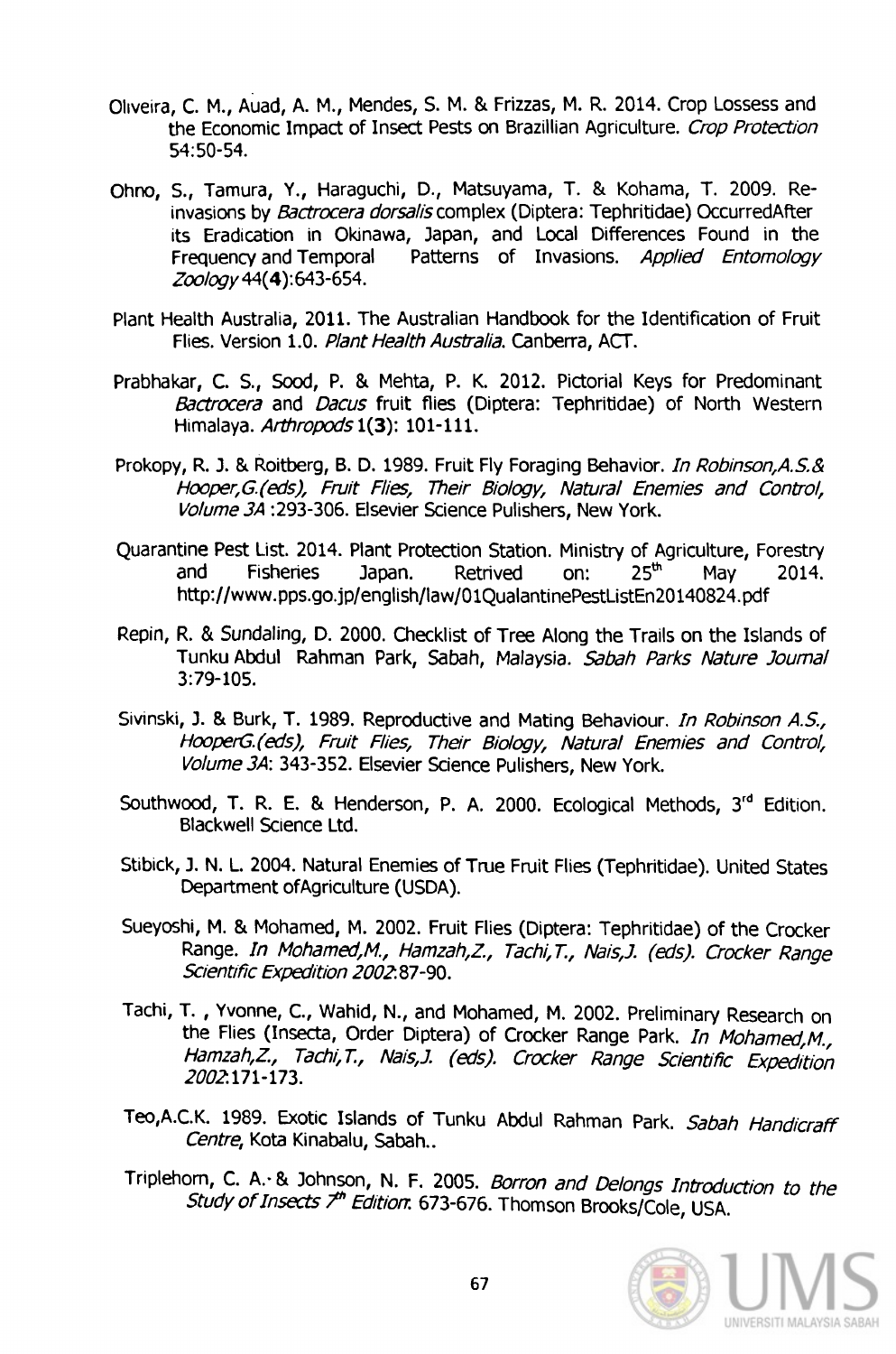Oliveira, C. M., Auad, A. M., Mendes, S. M. & Frizzas, M. R. 2014. Crop Lossess and the Economic Impact of Insect Pests on Brazillian Agriculture. *Crop Protection* 54:50-54.

Ohno, S., Tamura, Y., Haraguchi, D., Matsuyama, T. & Kohama, T. 2009. Re-invasions by *Bactrocera dorsalis* complex (Diptera: Tephritidae) OccurredAfter its Eradication in Okinawa, Japan, and Local Differences Found in the Frequency and Temporal Patterns of Invasions. *Applied Entomology Zoology* 44(**4**):643-654.

Plant Health Australia, 2011. The Australian Handbook for the Identification of Fruit Flies. Version 1.0. *Plant Health Australia*. Canberra, ACT.

Prabhakar, C. S., Sood, P. & Mehta, P. K. 2012. Pictorial Keys for Predominant *Bactrocera* and *Dacus* fruit flies (Diptera: Tephritidae) of North Western Himalaya. *Arthropods* **1(3)**: 101-111.

Prokopy, R. J. & Roitberg, B. D. 1989. Fruit Fly Foraging Behavior. *In Robinson,A.S.& Hooper,G.(eds), Fruit Flies, Their Biology, Natural Enemies and Control, Volume 3A* :293-306. Elsevier Science Pulishers, New York.

Quarantine Pest List. 2014. Plant Protection Station. Ministry of Agriculture, Forestry and Fisheries Japan. Retrived on: 25th May 2014. http://www.pps.go.jp/english/law/01QualantinePestListEn20140824.pdf

Repin, R. & Sundaling, D. 2000. Checklist of Tree Along the Trails on the Islands of Tunku Abdul Rahman Park, Sabah, Malaysia. *Sabah Parks Nature Journal* 3:79-105.

Sivinski, J. & Burk, T. 1989. Reproductive and Mating Behaviour. *In Robinson A.S., HooperG.(eds), Fruit Flies, Their Biology, Natural Enemies and Control, Volume 3A*: 343-352. Elsevier Science Pulishers, New York.

Southwood, T. R. E. & Henderson, P. A. 2000. Ecological Methods, 3rd Edition. Blackwell Science Ltd.

Stibick, J. N. L. 2004. Natural Enemies of True Fruit Flies (Tephritidae). United States Department ofAgriculture (USDA).

Sueyoshi, M. & Mohamed, M. 2002. Fruit Flies (Diptera: Tephritidae) of the Crocker Range. *In Mohamed,M., Hamzah,Z., Tachi,T., Nais,J. (eds). Crocker Range Scientific Expedition 2002*:87-90.

Tachi, T. , Yvonne, C., Wahid, N., and Mohamed, M. 2002. Preliminary Research on the Flies (Insecta, Order Diptera) of Crocker Range Park. *In Mohamed,M., Hamzah,Z., Tachi,T., Nais,J. (eds). Crocker Range Scientific Expedition 2002*:171-173.

Teo,A.C.K. 1989. Exotic Islands of Tunku Abdul Rahman Park. *Sabah Handicraff Centre*, Kota Kinabalu, Sabah..

Triplehorn, C. A. & Johnson, N. F. 2005. *Borron and Delongs Introduction to the Study of Insects 7th Edition*: 673-676. Thomson Brooks/Cole, USA.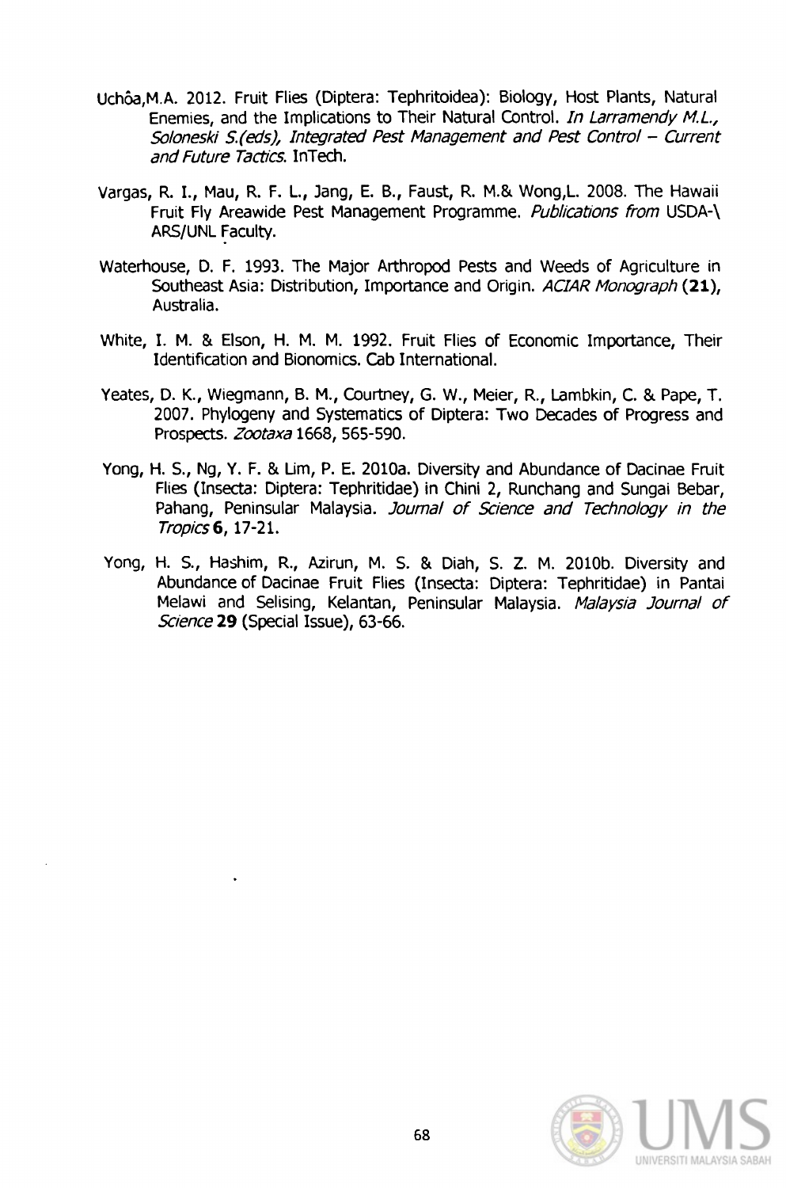Uchôa,M.A. 2012. Fruit Flies (Diptera: Tephritoidea): Biology, Host Plants, Natural Enemies, and the Implications to Their Natural Control. *In Larramendy M.L., Soloneski S.(eds), Integrated Pest Management and Pest Control – Current and Future Tactics.* InTech.

Vargas, R. I., Mau, R. F. L., Jang, E. B., Faust, R. M.& Wong,L. 2008. The Hawaii Fruit Fly Areawide Pest Management Programme. *Publications from* USDA-\ ARS/UNL Faculty.

Waterhouse, D. F. 1993. The Major Arthropod Pests and Weeds of Agriculture in Southeast Asia: Distribution, Importance and Origin. *ACIAR Monograph* (**21**), Australia.

White, I. M. & Elson, H. M. M. 1992. Fruit Flies of Economic Importance, Their Identification and Bionomics. Cab International.

Yeates, D. K., Wiegmann, B. M., Courtney, G. W., Meier, R., Lambkin, C. & Pape, T. 2007. Phylogeny and Systematics of Diptera: Two Decades of Progress and Prospects. *Zootaxa* 1668, 565-590.

Yong, H. S., Ng, Y. F. & Lim, P. E. 2010a. Diversity and Abundance of Dacinae Fruit Flies (Insecta: Diptera: Tephritidae) in Chini 2, Runchang and Sungai Bebar, Pahang, Peninsular Malaysia. *Journal of Science and Technology in the Tropics* **6**, 17-21.

Yong, H. S., Hashim, R., Azirun, M. S. & Diah, S. Z. M. 2010b. Diversity and Abundance of Dacinae Fruit Flies (Insecta: Diptera: Tephritidae) in Pantai Melawi and Selising, Kelantan, Peninsular Malaysia. *Malaysia Journal of Science* **29** (Special Issue), 63-66.